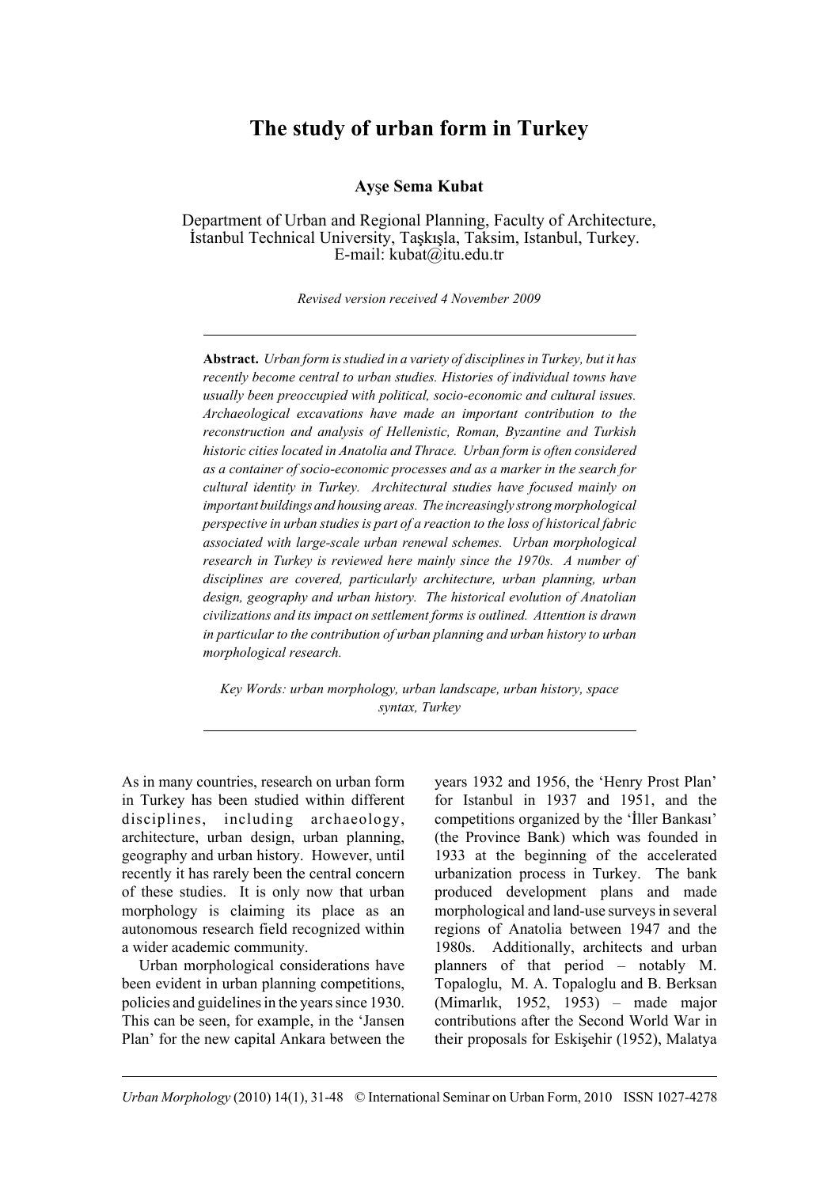# The study of urban form in Turkey

**Ayşe Sema Kubat**

Department of Urban and Regional Planning, Faculty of Architecture, İstanbul Technical University, Taşkışla, Taksim, Istanbul, Turkey. E-mail: kubat@itu.edu.tr

*Revised version received 4 November 2009*

---

**Abstract.** *Urban form is studied in a variety of disciplines in Turkey, but it has recently become central to urban studies. Histories of individual towns have usually been preoccupied with political, socio-economic and cultural issues. Archaeological excavations have made an important contribution to the reconstruction and analysis of Hellenistic, Roman, Byzantine and Turkish historic cities located in Anatolia and Thrace. Urban form is often considered as a container of socio-economic processes and as a marker in the search for cultural identity in Turkey. Architectural studies have focused mainly on important buildings and housing areas. The increasingly strong morphological perspective in urban studies is part of a reaction to the loss of historical fabric associated with large-scale urban renewal schemes. Urban morphological research in Turkey is reviewed here mainly since the 1970s. A number of disciplines are covered, particularly architecture, urban planning, urban design, geography and urban history. The historical evolution of Anatolian civilizations and its impact on settlement forms is outlined. Attention is drawn in particular to the contribution of urban planning and urban history to urban morphological research.*

*Key Words: urban morphology, urban landscape, urban history, space syntax, Turkey*

---

As in many countries, research on urban form in Turkey has been studied within different disciplines, including archaeology, architecture, urban design, urban planning, geography and urban history. However, until recently it has rarely been the central concern of these studies. It is only now that urban morphology is claiming its place as an autonomous research field recognized within a wider academic community.

Urban morphological considerations have been evident in urban planning competitions, policies and guidelines in the years since 1930. This can be seen, for example, in the 'Jansen Plan' for the new capital Ankara between the years 1932 and 1956, the 'Henry Prost Plan' for Istanbul in 1937 and 1951, and the competitions organized by the 'İller Bankası' (the Province Bank) which was founded in 1933 at the beginning of the accelerated urbanization process in Turkey. The bank produced development plans and made morphological and land-use surveys in several regions of Anatolia between 1947 and the 1980s. Additionally, architects and urban planners of that period – notably M. Topaloglu, M. A. Topaloglu and B. Berksan (Mimarlık, 1952, 1953) – made major contributions after the Second World War in their proposals for Eskişehir (1952), Malatya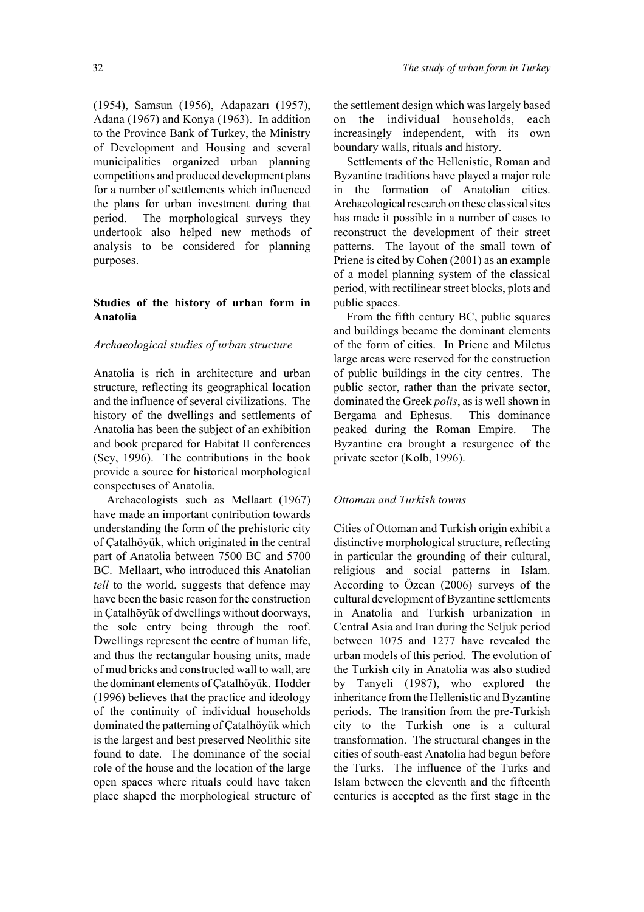(1954), Samsun (1956), Adapazarı (1957), Adana (1967) and Konya (1963). In addition to the Province Bank of Turkey, the Ministry of Development and Housing and several municipalities organized urban planning competitions and produced development plans for a number of settlements which influenced the plans for urban investment during that period. The morphological surveys they undertook also helped new methods of analysis to be considered for planning purposes.

## Studies of the history of urban form in Anatolia

### *Archaeological studies of urban structure*

Anatolia is rich in architecture and urban structure, reflecting its geographical location and the influence of several civilizations. The history of the dwellings and settlements of Anatolia has been the subject of an exhibition and book prepared for Habitat II conferences (Sey, 1996). The contributions in the book provide a source for historical morphological conspectuses of Anatolia.

Archaeologists such as Mellaart (1967) have made an important contribution towards understanding the form of the prehistoric city of Çatalhöyük, which originated in the central part of Anatolia between 7500 BC and 5700 BC. Mellaart, who introduced this Anatolian *tell* to the world, suggests that defence may have been the basic reason for the construction in Çatalhöyük of dwellings without doorways, the sole entry being through the roof. Dwellings represent the centre of human life, and thus the rectangular housing units, made of mud bricks and constructed wall to wall, are the dominant elements of Çatalhöyük. Hodder (1996) believes that the practice and ideology of the continuity of individual households dominated the patterning of Çatalhöyük which is the largest and best preserved Neolithic site found to date. The dominance of the social role of the house and the location of the large open spaces where rituals could have taken place shaped the morphological structure of the settlement design which was largely based on the individual households, each increasingly independent, with its own boundary walls, rituals and history.

Settlements of the Hellenistic, Roman and Byzantine traditions have played a major role in the formation of Anatolian cities. Archaeological research on these classical sites has made it possible in a number of cases to reconstruct the development of their street patterns. The layout of the small town of Priene is cited by Cohen (2001) as an example of a model planning system of the classical period, with rectilinear street blocks, plots and public spaces.

From the fifth century BC, public squares and buildings became the dominant elements of the form of cities. In Priene and Miletus large areas were reserved for the construction of public buildings in the city centres. The public sector, rather than the private sector, dominated the Greek *polis*, as is well shown in Bergama and Ephesus. This dominance peaked during the Roman Empire. The Byzantine era brought a resurgence of the private sector (Kolb, 1996).

### *Ottoman and Turkish towns*

Cities of Ottoman and Turkish origin exhibit a distinctive morphological structure, reflecting in particular the grounding of their cultural, religious and social patterns in Islam. According to Özcan (2006) surveys of the cultural development of Byzantine settlements in Anatolia and Turkish urbanization in Central Asia and Iran during the Seljuk period between 1075 and 1277 have revealed the urban models of this period. The evolution of the Turkish city in Anatolia was also studied by Tanyeli (1987), who explored the inheritance from the Hellenistic and Byzantine periods. The transition from the pre-Turkish city to the Turkish one is a cultural transformation. The structural changes in the cities of south-east Anatolia had begun before the Turks. The influence of the Turks and Islam between the eleventh and the fifteenth centuries is accepted as the first stage in the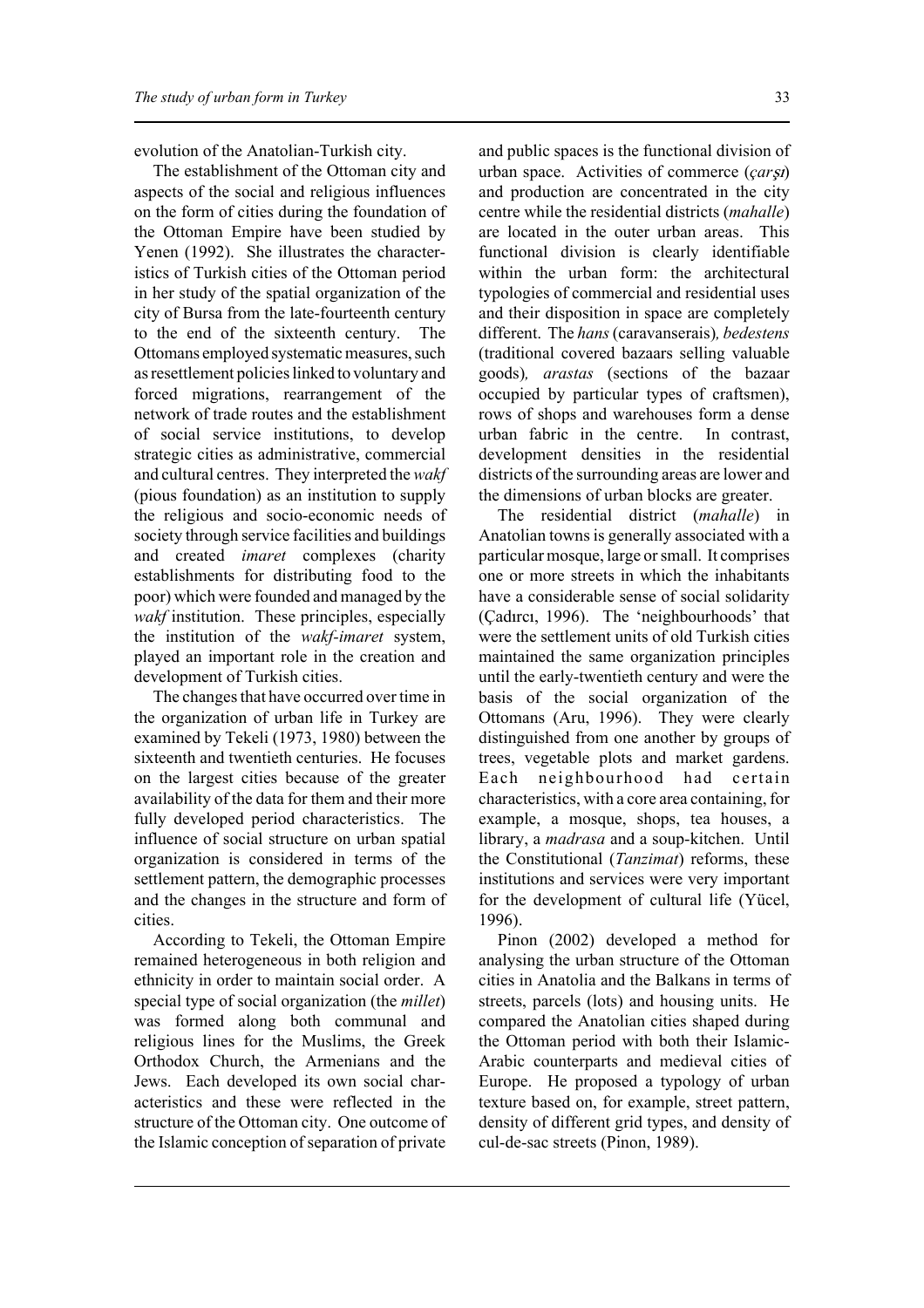evolution of the Anatolian-Turkish city.

The establishment of the Ottoman city and aspects of the social and religious influences on the form of cities during the foundation of the Ottoman Empire have been studied by Yenen (1992). She illustrates the characteristics of Turkish cities of the Ottoman period in her study of the spatial organization of the city of Bursa from the late-fourteenth century to the end of the sixteenth century. The Ottomans employed systematic measures, such as resettlement policies linked to voluntary and forced migrations, rearrangement of the network of trade routes and the establishment of social service institutions, to develop strategic cities as administrative, commercial and cultural centres. They interpreted the *wakf* (pious foundation) as an institution to supply the religious and socio-economic needs of society through service facilities and buildings and created *imaret* complexes (charity establishments for distributing food to the poor) which were founded and managed by the *wakf* institution. These principles, especially the institution of the *wakf*-*imaret* system, played an important role in the creation and development of Turkish cities.

The changes that have occurred over time in the organization of urban life in Turkey are examined by Tekeli (1973, 1980) between the sixteenth and twentieth centuries. He focuses on the largest cities because of the greater availability of the data for them and their more fully developed period characteristics. The influence of social structure on urban spatial organization is considered in terms of the settlement pattern, the demographic processes and the changes in the structure and form of cities.

According to Tekeli, the Ottoman Empire remained heterogeneous in both religion and ethnicity in order to maintain social order. A special type of social organization (the *millet*) was formed along both communal and religious lines for the Muslims, the Greek Orthodox Church, the Armenians and the Jews. Each developed its own social characteristics and these were reflected in the structure of the Ottoman city. One outcome of the Islamic conception of separation of private and public spaces is the functional division of urban space. Activities of commerce (*çarşı*) and production are concentrated in the city centre while the residential districts (*mahalle*) are located in the outer urban areas. This functional division is clearly identifiable within the urban form: the architectural typologies of commercial and residential uses and their disposition in space are completely different. The *hans* (caravanserais)*, bedestens* (traditional covered bazaars selling valuable goods)*, arastas* (sections of the bazaar occupied by particular types of craftsmen), rows of shops and warehouses form a dense urban fabric in the centre. In contrast, development densities in the residential districts of the surrounding areas are lower and the dimensions of urban blocks are greater.

The residential district (*mahalle*) in Anatolian towns is generally associated with a particular mosque, large or small. It comprises one or more streets in which the inhabitants have a considerable sense of social solidarity (Çadırcı, 1996). The 'neighbourhoods' that were the settlement units of old Turkish cities maintained the same organization principles until the early-twentieth century and were the basis of the social organization of the Ottomans (Aru, 1996). They were clearly distinguished from one another by groups of trees, vegetable plots and market gardens. Each neighbourhood had certain characteristics, with a core area containing, for example, a mosque, shops, tea houses, a library, a *madrasa* and a soup-kitchen. Until the Constitutional (*Tanzimat*) reforms, these institutions and services were very important for the development of cultural life (Yücel, 1996).

Pinon (2002) developed a method for analysing the urban structure of the Ottoman cities in Anatolia and the Balkans in terms of streets, parcels (lots) and housing units. He compared the Anatolian cities shaped during the Ottoman period with both their Islamic-Arabic counterparts and medieval cities of Europe. He proposed a typology of urban texture based on, for example, street pattern, density of different grid types, and density of cul-de-sac streets (Pinon, 1989).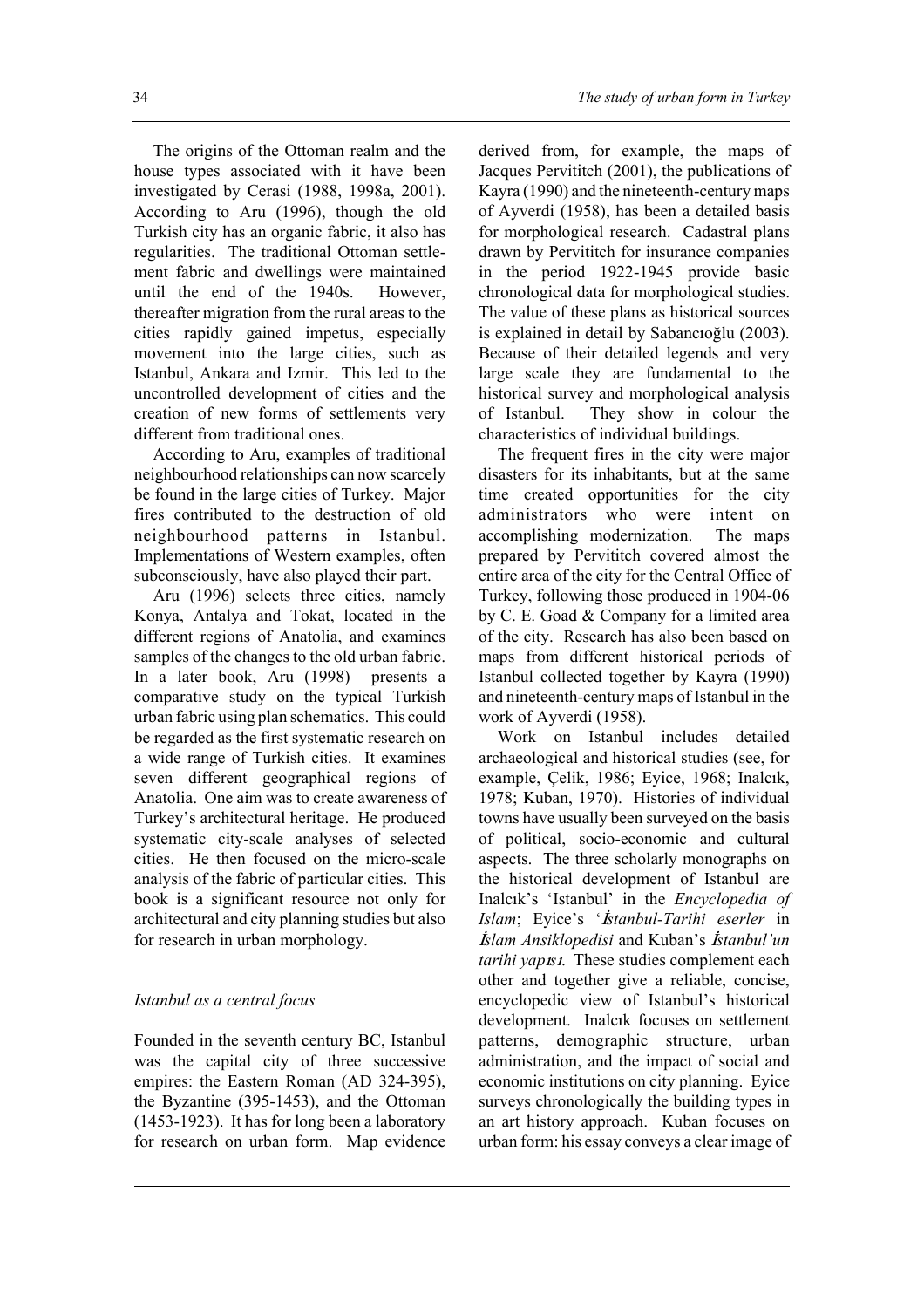The origins of the Ottoman realm and the house types associated with it have been investigated by Cerasi (1988, 1998a, 2001). According to Aru (1996), though the old Turkish city has an organic fabric, it also has regularities. The traditional Ottoman settlement fabric and dwellings were maintained until the end of the 1940s. However, thereafter migration from the rural areas to the cities rapidly gained impetus, especially movement into the large cities, such as Istanbul, Ankara and Izmir. This led to the uncontrolled development of cities and the creation of new forms of settlements very different from traditional ones.

According to Aru, examples of traditional neighbourhood relationships can now scarcely be found in the large cities of Turkey. Major fires contributed to the destruction of old neighbourhood patterns in Istanbul. Implementations of Western examples, often subconsciously, have also played their part.

Aru (1996) selects three cities, namely Konya, Antalya and Tokat, located in the different regions of Anatolia, and examines samples of the changes to the old urban fabric. In a later book, Aru (1998) presents a comparative study on the typical Turkish urban fabric using plan schematics. This could be regarded as the first systematic research on a wide range of Turkish cities. It examines seven different geographical regions of Anatolia. One aim was to create awareness of Turkey's architectural heritage. He produced systematic city-scale analyses of selected cities. He then focused on the micro-scale analysis of the fabric of particular cities. This book is a significant resource not only for architectural and city planning studies but also for research in urban morphology.

*Istanbul as a central focus*

Founded in the seventh century BC, Istanbul was the capital city of three successive empires: the Eastern Roman (AD 324-395), the Byzantine (395-1453), and the Ottoman (1453-1923). It has for long been a laboratory for research on urban form. Map evidence derived from, for example, the maps of Jacques Pervititch (2001), the publications of Kayra (1990) and the nineteenth-century maps of Ayverdi (1958), has been a detailed basis for morphological research. Cadastral plans drawn by Pervititch for insurance companies in the period 1922-1945 provide basic chronological data for morphological studies. The value of these plans as historical sources is explained in detail by Sabancıoğlu (2003). Because of their detailed legends and very large scale they are fundamental to the historical survey and morphological analysis of Istanbul. They show in colour the characteristics of individual buildings.

The frequent fires in the city were major disasters for its inhabitants, but at the same time created opportunities for the city administrators who were intent on accomplishing modernization. The maps prepared by Pervititch covered almost the entire area of the city for the Central Office of Turkey, following those produced in 1904-06 by C. E. Goad & Company for a limited area of the city. Research has also been based on maps from different historical periods of Istanbul collected together by Kayra (1990) and nineteenth-century maps of Istanbul in the work of Ayverdi (1958).

Work on Istanbul includes detailed archaeological and historical studies (see, for example, Çelik, 1986; Eyice, 1968; Inalcık, 1978; Kuban, 1970). Histories of individual towns have usually been surveyed on the basis of political, socio-economic and cultural aspects. The three scholarly monographs on the historical development of Istanbul are Inalcık's 'Istanbul' in the *Encyclopedia of Islam*; Eyice's '*İstanbul-Tarihi eserler* in *İslam Ansiklopedisi* and Kuban's *İstanbul'un tarihi yapısı.* These studies complement each other and together give a reliable, concise, encyclopedic view of Istanbul's historical development. Inalcık focuses on settlement patterns, demographic structure, urban administration, and the impact of social and economic institutions on city planning. Eyice surveys chronologically the building types in an art history approach. Kuban focuses on urban form: his essay conveys a clear image of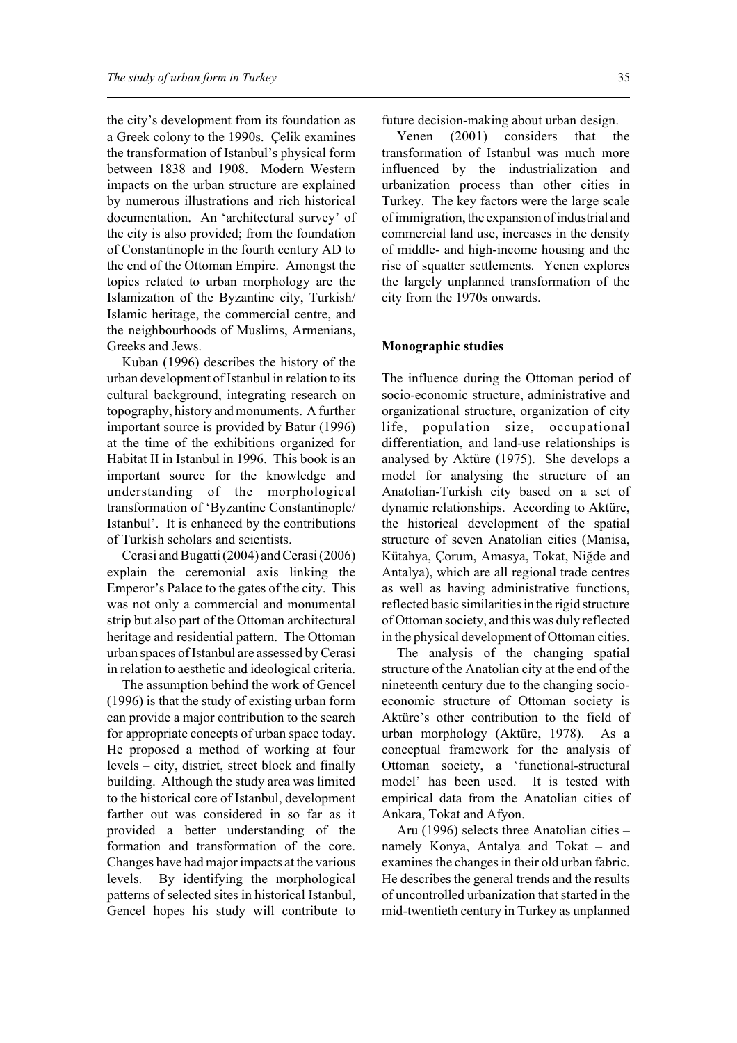the city's development from its foundation as a Greek colony to the 1990s. Çelik examines the transformation of Istanbul's physical form between 1838 and 1908. Modern Western impacts on the urban structure are explained by numerous illustrations and rich historical documentation. An 'architectural survey' of the city is also provided; from the foundation of Constantinople in the fourth century AD to the end of the Ottoman Empire. Amongst the topics related to urban morphology are the Islamization of the Byzantine city, Turkish/Islamic heritage, the commercial centre, and the neighbourhoods of Muslims, Armenians, Greeks and Jews.

Kuban (1996) describes the history of the urban development of Istanbul in relation to its cultural background, integrating research on topography, history and monuments. A further important source is provided by Batur (1996) at the time of the exhibitions organized for Habitat II in Istanbul in 1996. This book is an important source for the knowledge and understanding of the morphological transformation of 'Byzantine Constantinople/Istanbul'. It is enhanced by the contributions of Turkish scholars and scientists.

Cerasi and Bugatti (2004) and Cerasi (2006) explain the ceremonial axis linking the Emperor's Palace to the gates of the city. This was not only a commercial and monumental strip but also part of the Ottoman architectural heritage and residential pattern. The Ottoman urban spaces of Istanbul are assessed by Cerasi in relation to aesthetic and ideological criteria.

The assumption behind the work of Gencel (1996) is that the study of existing urban form can provide a major contribution to the search for appropriate concepts of urban space today. He proposed a method of working at four levels – city, district, street block and finally building. Although the study area was limited to the historical core of Istanbul, development farther out was considered in so far as it provided a better understanding of the formation and transformation of the core. Changes have had major impacts at the various levels. By identifying the morphological patterns of selected sites in historical Istanbul, Gencel hopes his study will contribute to future decision-making about urban design.

Yenen (2001) considers that the transformation of Istanbul was much more influenced by the industrialization and urbanization process than other cities in Turkey. The key factors were the large scale of immigration, the expansion of industrial and commercial land use, increases in the density of middle- and high-income housing and the rise of squatter settlements. Yenen explores the largely unplanned transformation of the city from the 1970s onwards.

## Monographic studies

The influence during the Ottoman period of socio-economic structure, administrative and organizational structure, organization of city life, population size, occupational differentiation, and land-use relationships is analysed by Aktüre (1975). She develops a model for analysing the structure of an Anatolian-Turkish city based on a set of dynamic relationships. According to Aktüre, the historical development of the spatial structure of seven Anatolian cities (Manisa, Kütahya, Çorum, Amasya, Tokat, Niğde and Antalya), which are all regional trade centres as well as having administrative functions, reflected basic similarities in the rigid structure of Ottoman society, and this was duly reflected in the physical development of Ottoman cities.

The analysis of the changing spatial structure of the Anatolian city at the end of the nineteenth century due to the changing socio-economic structure of Ottoman society is Aktüre's other contribution to the field of urban morphology (Aktüre, 1978). As a conceptual framework for the analysis of Ottoman society, a 'functional-structural model' has been used. It is tested with empirical data from the Anatolian cities of Ankara, Tokat and Afyon.

Aru (1996) selects three Anatolian cities – namely Konya, Antalya and Tokat – and examines the changes in their old urban fabric. He describes the general trends and the results of uncontrolled urbanization that started in the mid-twentieth century in Turkey as unplanned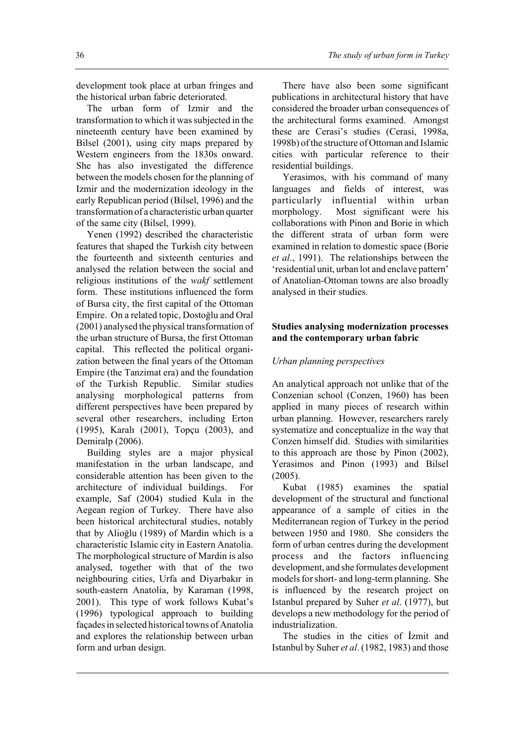development took place at urban fringes and the historical urban fabric deteriorated.

The urban form of Izmir and the transformation to which it was subjected in the nineteenth century have been examined by Bilsel (2001), using city maps prepared by Western engineers from the 1830s onward. She has also investigated the difference between the models chosen for the planning of Izmir and the modernization ideology in the early Republican period (Bilsel, 1996) and the transformation of a characteristic urban quarter of the same city (Bilsel, 1999).

Yenen (1992) described the characteristic features that shaped the Turkish city between the fourteenth and sixteenth centuries and analysed the relation between the social and religious institutions of the *wakf* settlement form. These institutions influenced the form of Bursa city, the first capital of the Ottoman Empire. On a related topic, Dostoğlu and Oral (2001) analysed the physical transformation of the urban structure of Bursa, the first Ottoman capital. This reflected the political organization between the final years of the Ottoman Empire (the Tanzimat era) and the foundation of the Turkish Republic. Similar studies analysing morphological patterns from different perspectives have been prepared by several other researchers, including Erton (1995), Karalı (2001), Topçu (2003), and Demiralp (2006).

Building styles are a major physical manifestation in the urban landscape, and considerable attention has been given to the architecture of individual buildings. For example, Saf (2004) studied Kula in the Aegean region of Turkey. There have also been historical architectural studies, notably that by Alioğlu (1989) of Mardin which is a characteristic Islamic city in Eastern Anatolia. The morphological structure of Mardin is also analysed, together with that of the two neighbouring cities, Urfa and Diyarbakır in south-eastern Anatolia, by Karaman (1998, 2001). This type of work follows Kubat's (1996) typological approach to building façades in selected historical towns of Anatolia and explores the relationship between urban form and urban design.

There have also been some significant publications in architectural history that have considered the broader urban consequences of the architectural forms examined. Amongst these are Cerasi's studies (Cerasi, 1998a, 1998b) of the structure of Ottoman and Islamic cities with particular reference to their residential buildings.

Yerasimos, with his command of many languages and fields of interest, was particularly influential within urban morphology. Most significant were his collaborations with Pinon and Borie in which the different strata of urban form were examined in relation to domestic space (Borie *et al*., 1991). The relationships between the 'residential unit, urban lot and enclave pattern' of Anatolian-Ottoman towns are also broadly analysed in their studies.

## Studies analysing modernization processes and the contemporary urban fabric

### *Urban planning perspectives*

An analytical approach not unlike that of the Conzenian school (Conzen, 1960) has been applied in many pieces of research within urban planning. However, researchers rarely systematize and conceptualize in the way that Conzen himself did. Studies with similarities to this approach are those by Pinon (2002), Yerasimos and Pinon (1993) and Bilsel (2005).

Kubat (1985) examines the spatial development of the structural and functional appearance of a sample of cities in the Mediterranean region of Turkey in the period between 1950 and 1980. She considers the form of urban centres during the development process and the factors influencing development, and she formulates development models for short- and long-term planning. She is influenced by the research project on Istanbul prepared by Suher *et al*. (1977), but develops a new methodology for the period of industrialization.

The studies in the cities of İzmit and Istanbul by Suher *et al*. (1982, 1983) and those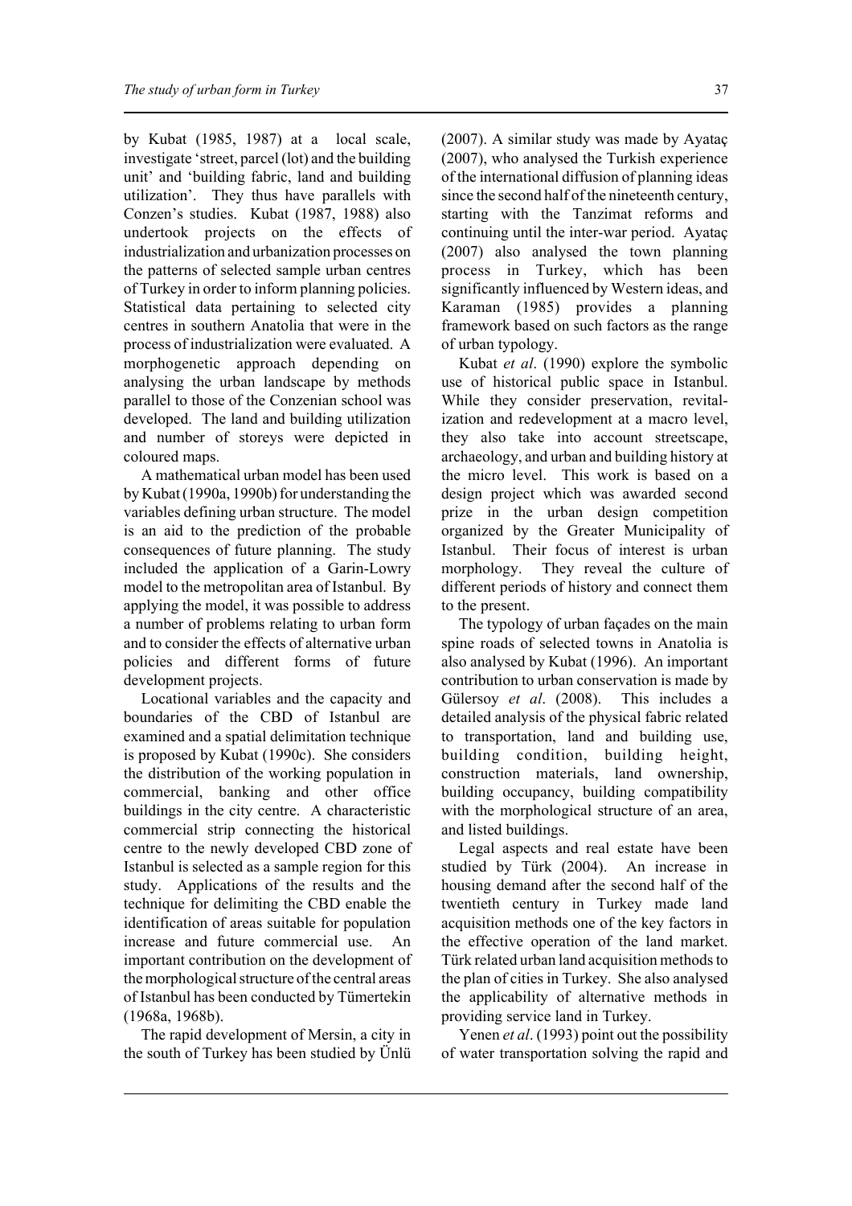by Kubat (1985, 1987) at a local scale, investigate 'street, parcel (lot) and the building unit' and 'building fabric, land and building utilization'. They thus have parallels with Conzen's studies. Kubat (1987, 1988) also undertook projects on the effects of industrialization and urbanization processes on the patterns of selected sample urban centres of Turkey in order to inform planning policies. Statistical data pertaining to selected city centres in southern Anatolia that were in the process of industrialization were evaluated. A morphogenetic approach depending on analysing the urban landscape by methods parallel to those of the Conzenian school was developed. The land and building utilization and number of storeys were depicted in coloured maps.

A mathematical urban model has been used by Kubat (1990a, 1990b) for understanding the variables defining urban structure. The model is an aid to the prediction of the probable consequences of future planning. The study included the application of a Garin-Lowry model to the metropolitan area of Istanbul. By applying the model, it was possible to address a number of problems relating to urban form and to consider the effects of alternative urban policies and different forms of future development projects.

Locational variables and the capacity and boundaries of the CBD of Istanbul are examined and a spatial delimitation technique is proposed by Kubat (1990c). She considers the distribution of the working population in commercial, banking and other office buildings in the city centre. A characteristic commercial strip connecting the historical centre to the newly developed CBD zone of Istanbul is selected as a sample region for this study. Applications of the results and the technique for delimiting the CBD enable the identification of areas suitable for population increase and future commercial use. An important contribution on the development of the morphological structure of the central areas of Istanbul has been conducted by Tümertekin (1968a, 1968b).

The rapid development of Mersin, a city in the south of Turkey has been studied by Ünlü (2007). A similar study was made by Ayataç (2007), who analysed the Turkish experience of the international diffusion of planning ideas since the second half of the nineteenth century, starting with the Tanzimat reforms and continuing until the inter-war period. Ayataç (2007) also analysed the town planning process in Turkey, which has been significantly influenced by Western ideas, and Karaman (1985) provides a planning framework based on such factors as the range of urban typology.

Kubat *et al*. (1990) explore the symbolic use of historical public space in Istanbul. While they consider preservation, revitalization and redevelopment at a macro level, they also take into account streetscape, archaeology, and urban and building history at the micro level. This work is based on a design project which was awarded second prize in the urban design competition organized by the Greater Municipality of Istanbul. Their focus of interest is urban morphology. They reveal the culture of different periods of history and connect them to the present.

The typology of urban façades on the main spine roads of selected towns in Anatolia is also analysed by Kubat (1996). An important contribution to urban conservation is made by Gülersoy *et al*. (2008). This includes a detailed analysis of the physical fabric related to transportation, land and building use, building condition, building height, construction materials, land ownership, building occupancy, building compatibility with the morphological structure of an area, and listed buildings.

Legal aspects and real estate have been studied by Türk (2004). An increase in housing demand after the second half of the twentieth century in Turkey made land acquisition methods one of the key factors in the effective operation of the land market. Türk related urban land acquisition methods to the plan of cities in Turkey. She also analysed the applicability of alternative methods in providing service land in Turkey.

Yenen *et al*. (1993) point out the possibility of water transportation solving the rapid and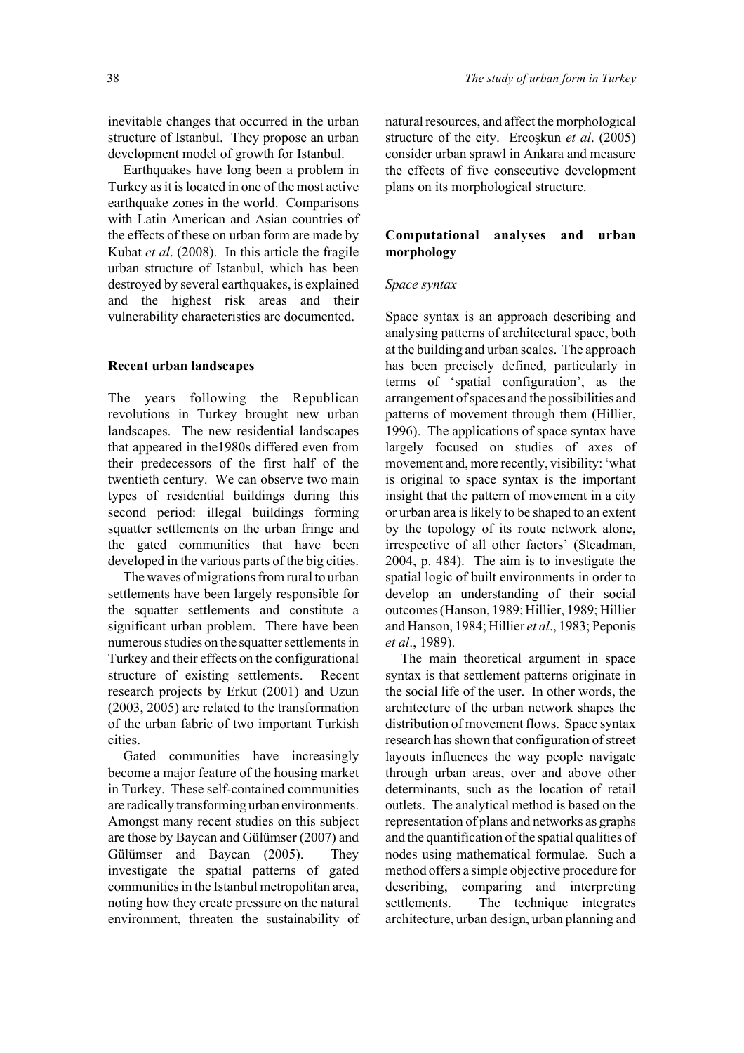inevitable changes that occurred in the urban structure of Istanbul. They propose an urban development model of growth for Istanbul.

Earthquakes have long been a problem in Turkey as it is located in one of the most active earthquake zones in the world. Comparisons with Latin American and Asian countries of the effects of these on urban form are made by Kubat *et al*. (2008). In this article the fragile urban structure of Istanbul, which has been destroyed by several earthquakes, is explained and the highest risk areas and their vulnerability characteristics are documented.

## Recent urban landscapes

The years following the Republican revolutions in Turkey brought new urban landscapes. The new residential landscapes that appeared in the1980s differed even from their predecessors of the first half of the twentieth century. We can observe two main types of residential buildings during this second period: illegal buildings forming squatter settlements on the urban fringe and the gated communities that have been developed in the various parts of the big cities.

The waves of migrations from rural to urban settlements have been largely responsible for the squatter settlements and constitute a significant urban problem. There have been numerous studies on the squatter settlements in Turkey and their effects on the configurational structure of existing settlements. Recent research projects by Erkut (2001) and Uzun (2003, 2005) are related to the transformation of the urban fabric of two important Turkish cities.

Gated communities have increasingly become a major feature of the housing market in Turkey. These self-contained communities are radically transforming urban environments. Amongst many recent studies on this subject are those by Baycan and Gülümser (2007) and Gülümser and Baycan (2005). They investigate the spatial patterns of gated communities in the Istanbul metropolitan area, noting how they create pressure on the natural environment, threaten the sustainability of natural resources, and affect the morphological structure of the city. Ercoşkun *et al*. (2005) consider urban sprawl in Ankara and measure the effects of five consecutive development plans on its morphological structure.

## Computational analyses and urban morphology

### *Space syntax*

Space syntax is an approach describing and analysing patterns of architectural space, both at the building and urban scales. The approach has been precisely defined, particularly in terms of 'spatial configuration', as the arrangement of spaces and the possibilities and patterns of movement through them (Hillier, 1996). The applications of space syntax have largely focused on studies of axes of movement and, more recently, visibility: 'what is original to space syntax is the important insight that the pattern of movement in a city or urban area is likely to be shaped to an extent by the topology of its route network alone, irrespective of all other factors' (Steadman, 2004, p. 484). The aim is to investigate the spatial logic of built environments in order to develop an understanding of their social outcomes (Hanson, 1989; Hillier, 1989; Hillier and Hanson, 1984; Hillier *et al*., 1983; Peponis *et al*., 1989).

The main theoretical argument in space syntax is that settlement patterns originate in the social life of the user. In other words, the architecture of the urban network shapes the distribution of movement flows. Space syntax research has shown that configuration of street layouts influences the way people navigate through urban areas, over and above other determinants, such as the location of retail outlets. The analytical method is based on the representation of plans and networks as graphs and the quantification of the spatial qualities of nodes using mathematical formulae. Such a method offers a simple objective procedure for describing, comparing and interpreting settlements. The technique integrates architecture, urban design, urban planning and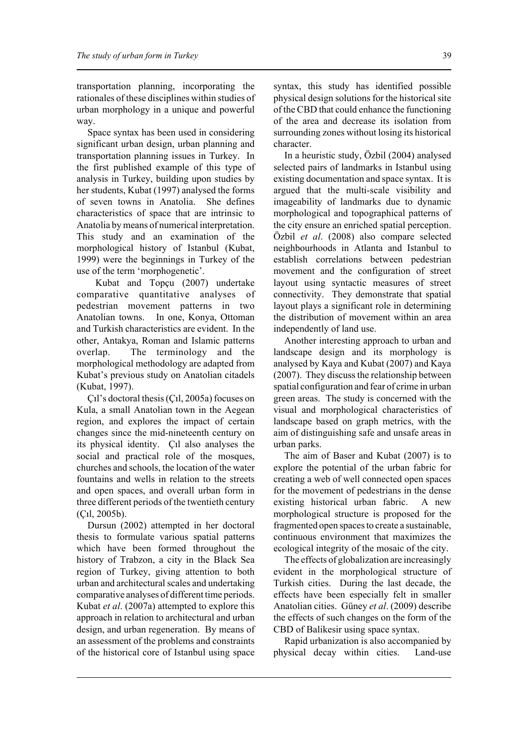transportation planning, incorporating the rationales of these disciplines within studies of urban morphology in a unique and powerful way.

Space syntax has been used in considering significant urban design, urban planning and transportation planning issues in Turkey. In the first published example of this type of analysis in Turkey, building upon studies by her students, Kubat (1997) analysed the forms of seven towns in Anatolia. She defines characteristics of space that are intrinsic to Anatolia by means of numerical interpretation. This study and an examination of the morphological history of Istanbul (Kubat, 1999) were the beginnings in Turkey of the use of the term 'morphogenetic'.

Kubat and Topçu (2007) undertake comparative quantitative analyses of pedestrian movement patterns in two Anatolian towns. In one, Konya, Ottoman and Turkish characteristics are evident. In the other, Antakya, Roman and Islamic patterns overlap. The terminology and the morphological methodology are adapted from Kubat's previous study on Anatolian citadels (Kubat, 1997).

Çıl's doctoral thesis (Çıl, 2005a) focuses on Kula, a small Anatolian town in the Aegean region, and explores the impact of certain changes since the mid-nineteenth century on its physical identity. Çıl also analyses the social and practical role of the mosques, churches and schools, the location of the water fountains and wells in relation to the streets and open spaces, and overall urban form in three different periods of the twentieth century (Çıl, 2005b).

Dursun (2002) attempted in her doctoral thesis to formulate various spatial patterns which have been formed throughout the history of Trabzon, a city in the Black Sea region of Turkey, giving attention to both urban and architectural scales and undertaking comparative analyses of different time periods. Kubat *et al*. (2007a) attempted to explore this approach in relation to architectural and urban design, and urban regeneration. By means of an assessment of the problems and constraints of the historical core of Istanbul using space syntax, this study has identified possible physical design solutions for the historical site of the CBD that could enhance the functioning of the area and decrease its isolation from surrounding zones without losing its historical character.

In a heuristic study, Özbil (2004) analysed selected pairs of landmarks in Istanbul using existing documentation and space syntax. It is argued that the multi-scale visibility and imageability of landmarks due to dynamic morphological and topographical patterns of the city ensure an enriched spatial perception. Özbil *et al*. (2008) also compare selected neighbourhoods in Atlanta and Istanbul to establish correlations between pedestrian movement and the configuration of street layout using syntactic measures of street connectivity. They demonstrate that spatial layout plays a significant role in determining the distribution of movement within an area independently of land use.

Another interesting approach to urban and landscape design and its morphology is analysed by Kaya and Kubat (2007) and Kaya (2007). They discuss the relationship between spatial configuration and fear of crime in urban green areas. The study is concerned with the visual and morphological characteristics of landscape based on graph metrics, with the aim of distinguishing safe and unsafe areas in urban parks.

The aim of Baser and Kubat (2007) is to explore the potential of the urban fabric for creating a web of well connected open spaces for the movement of pedestrians in the dense existing historical urban fabric. A new morphological structure is proposed for the fragmented open spaces to create a sustainable, continuous environment that maximizes the ecological integrity of the mosaic of the city.

The effects of globalization are increasingly evident in the morphological structure of Turkish cities. During the last decade, the effects have been especially felt in smaller Anatolian cities. Güney *et al*. (2009) describe the effects of such changes on the form of the CBD of Balikesir using space syntax.

Rapid urbanization is also accompanied by physical decay within cities. Land-use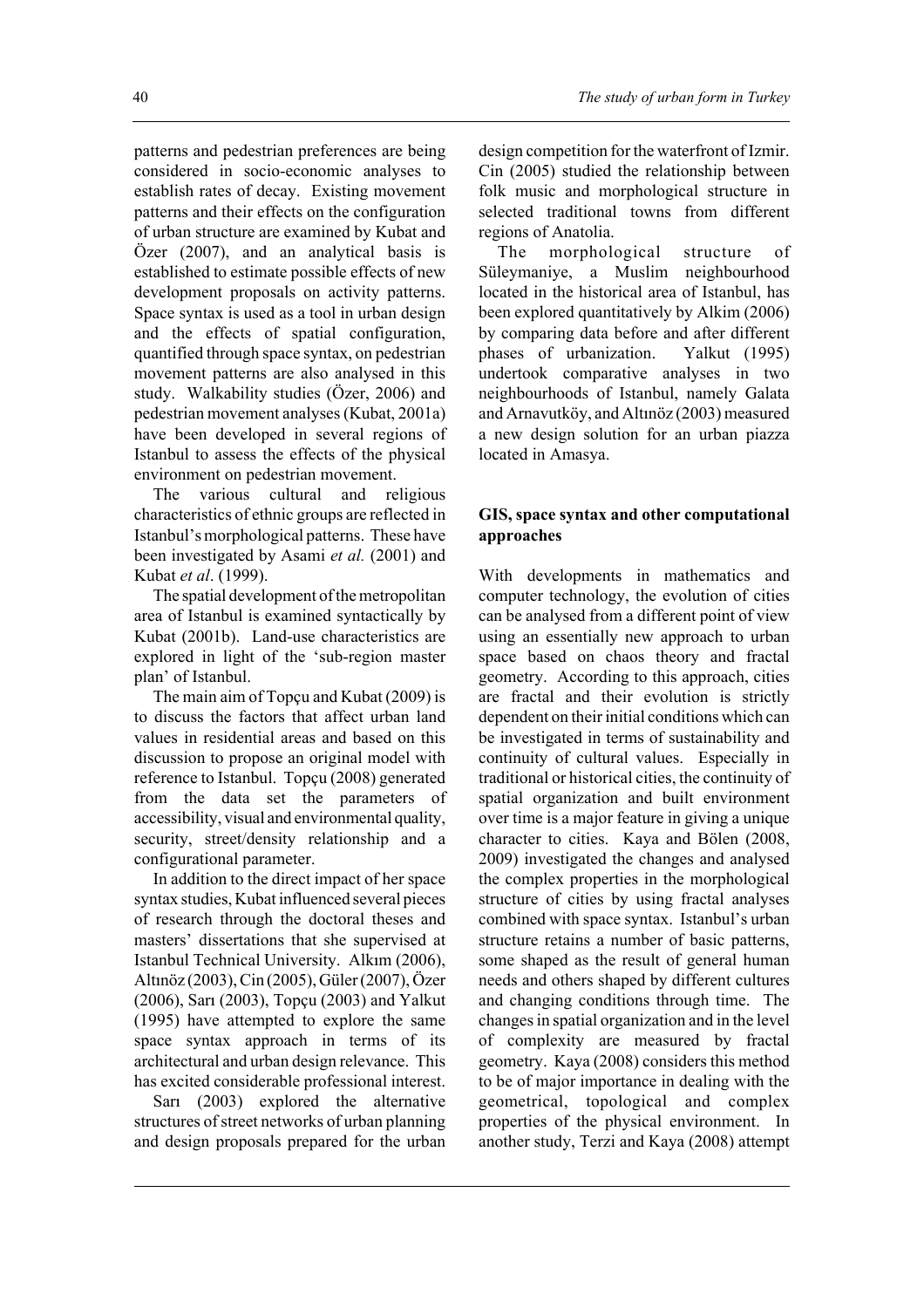patterns and pedestrian preferences are being considered in socio-economic analyses to establish rates of decay. Existing movement patterns and their effects on the configuration of urban structure are examined by Kubat and Özer (2007), and an analytical basis is established to estimate possible effects of new development proposals on activity patterns. Space syntax is used as a tool in urban design and the effects of spatial configuration, quantified through space syntax, on pedestrian movement patterns are also analysed in this study. Walkability studies (Özer, 2006) and pedestrian movement analyses (Kubat, 2001a) have been developed in several regions of Istanbul to assess the effects of the physical environment on pedestrian movement.

The various cultural and religious characteristics of ethnic groups are reflected in Istanbul's morphological patterns. These have been investigated by Asami *et al.* (2001) and Kubat *et al*. (1999).

The spatial development of the metropolitan area of Istanbul is examined syntactically by Kubat (2001b). Land-use characteristics are explored in light of the 'sub-region master plan' of Istanbul.

The main aim of Topçu and Kubat (2009) is to discuss the factors that affect urban land values in residential areas and based on this discussion to propose an original model with reference to Istanbul. Topçu (2008) generated from the data set the parameters of accessibility, visual and environmental quality, security, street/density relationship and a configurational parameter.

In addition to the direct impact of her space syntax studies, Kubat influenced several pieces of research through the doctoral theses and masters' dissertations that she supervised at Istanbul Technical University. Alkım (2006), Altınöz (2003), Cin (2005), Güler (2007), Özer (2006), Sarı (2003), Topçu (2003) and Yalkut (1995) have attempted to explore the same space syntax approach in terms of its architectural and urban design relevance. This has excited considerable professional interest.

Sarı (2003) explored the alternative structures of street networks of urban planning and design proposals prepared for the urban design competition for the waterfront of Izmir. Cin (2005) studied the relationship between folk music and morphological structure in selected traditional towns from different regions of Anatolia.

The morphological structure of Süleymaniye, a Muslim neighbourhood located in the historical area of Istanbul, has been explored quantitatively by Alkim (2006) by comparing data before and after different phases of urbanization. Yalkut (1995) undertook comparative analyses in two neighbourhoods of Istanbul, namely Galata and Arnavutköy, and Altınöz (2003) measured a new design solution for an urban piazza located in Amasya.

## GIS, space syntax and other computational approaches

With developments in mathematics and computer technology, the evolution of cities can be analysed from a different point of view using an essentially new approach to urban space based on chaos theory and fractal geometry. According to this approach, cities are fractal and their evolution is strictly dependent on their initial conditions which can be investigated in terms of sustainability and continuity of cultural values. Especially in traditional or historical cities, the continuity of spatial organization and built environment over time is a major feature in giving a unique character to cities. Kaya and Bölen (2008, 2009) investigated the changes and analysed the complex properties in the morphological structure of cities by using fractal analyses combined with space syntax. Istanbul's urban structure retains a number of basic patterns, some shaped as the result of general human needs and others shaped by different cultures and changing conditions through time. The changes in spatial organization and in the level of complexity are measured by fractal geometry. Kaya (2008) considers this method to be of major importance in dealing with the geometrical, topological and complex properties of the physical environment. In another study, Terzi and Kaya (2008) attempt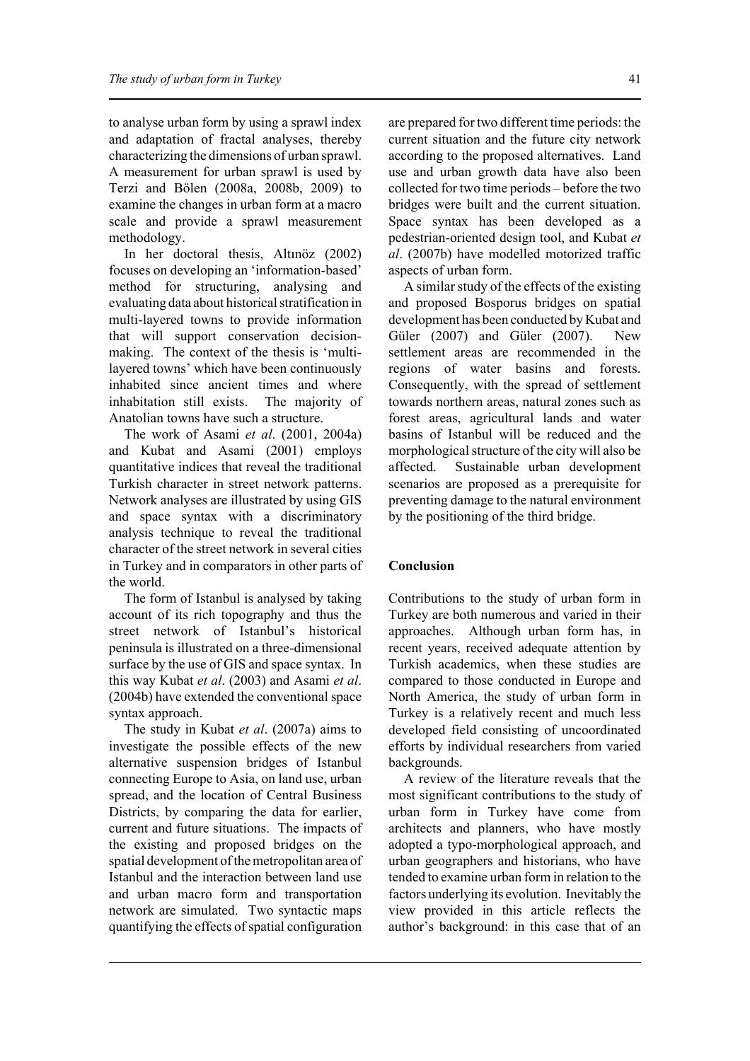to analyse urban form by using a sprawl index and adaptation of fractal analyses, thereby characterizing the dimensions of urban sprawl. A measurement for urban sprawl is used by Terzi and Bölen (2008a, 2008b, 2009) to examine the changes in urban form at a macro scale and provide a sprawl measurement methodology.

In her doctoral thesis, Altınöz (2002) focuses on developing an 'information-based' method for structuring, analysing and evaluating data about historical stratification in multi-layered towns to provide information that will support conservation decision-making. The context of the thesis is 'multi-layered towns' which have been continuously inhabited since ancient times and where inhabitation still exists. The majority of Anatolian towns have such a structure.

The work of Asami *et al*. (2001, 2004a) and Kubat and Asami (2001) employs quantitative indices that reveal the traditional Turkish character in street network patterns. Network analyses are illustrated by using GIS and space syntax with a discriminatory analysis technique to reveal the traditional character of the street network in several cities in Turkey and in comparators in other parts of the world.

The form of Istanbul is analysed by taking account of its rich topography and thus the street network of Istanbul's historical peninsula is illustrated on a three-dimensional surface by the use of GIS and space syntax. In this way Kubat *et al*. (2003) and Asami *et al*. (2004b) have extended the conventional space syntax approach.

The study in Kubat *et al*. (2007a) aims to investigate the possible effects of the new alternative suspension bridges of Istanbul connecting Europe to Asia, on land use, urban spread, and the location of Central Business Districts, by comparing the data for earlier, current and future situations. The impacts of the existing and proposed bridges on the spatial development of the metropolitan area of Istanbul and the interaction between land use and urban macro form and transportation network are simulated. Two syntactic maps quantifying the effects of spatial configuration are prepared for two different time periods: the current situation and the future city network according to the proposed alternatives. Land use and urban growth data have also been collected for two time periods – before the two bridges were built and the current situation. Space syntax has been developed as a pedestrian-oriented design tool, and Kubat *et al*. (2007b) have modelled motorized traffic aspects of urban form.

A similar study of the effects of the existing and proposed Bosporus bridges on spatial development has been conducted by Kubat and Güler (2007) and Güler (2007). New settlement areas are recommended in the regions of water basins and forests. Consequently, with the spread of settlement towards northern areas, natural zones such as forest areas, agricultural lands and water basins of Istanbul will be reduced and the morphological structure of the city will also be affected. Sustainable urban development scenarios are proposed as a prerequisite for preventing damage to the natural environment by the positioning of the third bridge.

## Conclusion

Contributions to the study of urban form in Turkey are both numerous and varied in their approaches. Although urban form has, in recent years, received adequate attention by Turkish academics, when these studies are compared to those conducted in Europe and North America, the study of urban form in Turkey is a relatively recent and much less developed field consisting of uncoordinated efforts by individual researchers from varied backgrounds.

A review of the literature reveals that the most significant contributions to the study of urban form in Turkey have come from architects and planners, who have mostly adopted a typo-morphological approach, and urban geographers and historians, who have tended to examine urban form in relation to the factors underlying its evolution. Inevitably the view provided in this article reflects the author's background: in this case that of an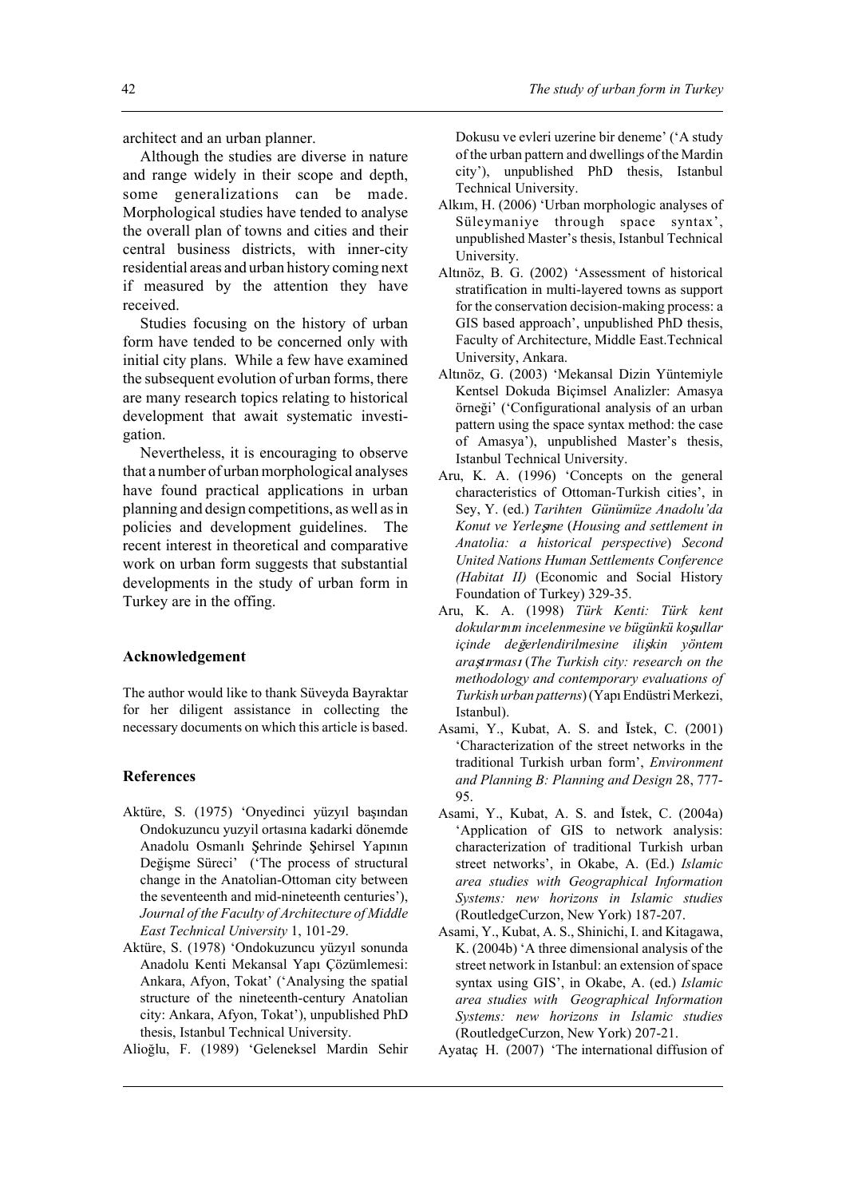architect and an urban planner.

Although the studies are diverse in nature and range widely in their scope and depth, some generalizations can be made. Morphological studies have tended to analyse the overall plan of towns and cities and their central business districts, with inner-city residential areas and urban history coming next if measured by the attention they have received.

Studies focusing on the history of urban form have tended to be concerned only with initial city plans. While a few have examined the subsequent evolution of urban forms, there are many research topics relating to historical development that await systematic investigation.

Nevertheless, it is encouraging to observe that a number of urban morphological analyses have found practical applications in urban planning and design competitions, as well as in policies and development guidelines. The recent interest in theoretical and comparative work on urban form suggests that substantial developments in the study of urban form in Turkey are in the offing.

### Acknowledgement

The author would like to thank Süveyda Bayraktar for her diligent assistance in collecting the necessary documents on which this article is based.

### References

Aktüre, S. (1975) 'Onyedinci yüzyıl başından Ondokuzuncu yuzyil ortasına kadarki dönemde Anadolu Osmanlı Şehrinde Şehirsel Yapının Değişme Süreci' ('The process of structural change in the Anatolian-Ottoman city between the seventeenth and mid-nineteenth centuries'), *Journal of the Faculty of Architecture of Middle East Technical University* 1, 101-29.

Aktüre, S. (1978) 'Ondokuzuncu yüzyıl sonunda Anadolu Kenti Mekansal Yapı Çözümlemesi: Ankara, Afyon, Tokat' ('Analysing the spatial structure of the nineteenth-century Anatolian city: Ankara, Afyon, Tokat'), unpublished PhD thesis, Istanbul Technical University.

Alioğlu, F. (1989) 'Geleneksel Mardin Sehir Dokusu ve evleri uzerine bir deneme' ('A study of the urban pattern and dwellings of the Mardin city'), unpublished PhD thesis, Istanbul Technical University.

Alkım, H. (2006) 'Urban morphologic analyses of Süleymaniye through space syntax', unpublished Master's thesis, Istanbul Technical University.

Altınöz, B. G. (2002) 'Assessment of historical stratification in multi-layered towns as support for the conservation decision-making process: a GIS based approach', unpublished PhD thesis, Faculty of Architecture, Middle East.Technical University, Ankara.

Altınöz, G. (2003) 'Mekansal Dizin Yöntemiyle Kentsel Dokuda Biçimsel Analizler: Amasya örneği' ('Configurational analysis of an urban pattern using the space syntax method: the case of Amasya'), unpublished Master's thesis, Istanbul Technical University.

Aru, K. A. (1996) 'Concepts on the general characteristics of Ottoman-Turkish cities', in Sey, Y. (ed.) *Tarihten Günümüze Anadolu'da Konut ve Yerleşme* (*Housing and settlement in Anatolia: a historical perspective*) *Second United Nations Human Settlements Conference (Habitat II)* (Economic and Social History Foundation of Turkey) 329-35.

Aru, K. A. (1998) *Türk Kenti: Türk kent dokularının incelenmesine ve bügünkü koşullar içinde değerlendirilmesine ilişkin yöntem araştırması* (*The Turkish city: research on the methodology and contemporary evaluations of Turkish urban patterns*) (Yapı Endüstri Merkezi, Istanbul).

Asami, Y., Kubat, A. S. and İstek, C. (2001) 'Characterization of the street networks in the traditional Turkish urban form', *Environment and Planning B: Planning and Design* 28, 777-95.

Asami, Y., Kubat, A. S. and İstek, C. (2004a) 'Application of GIS to network analysis: characterization of traditional Turkish urban street networks', in Okabe, A. (Ed.) *Islamic area studies with Geographical Information Systems: new horizons in Islamic studies* (RoutledgeCurzon, New York) 187-207.

Asami, Y., Kubat, A. S., Shinichi, I. and Kitagawa, K. (2004b) 'A three dimensional analysis of the street network in Istanbul: an extension of space syntax using GIS', in Okabe, A. (ed.) *Islamic area studies with Geographical Information Systems: new horizons in Islamic studies* (RoutledgeCurzon, New York) 207-21.

Ayataç H. (2007) 'The international diffusion of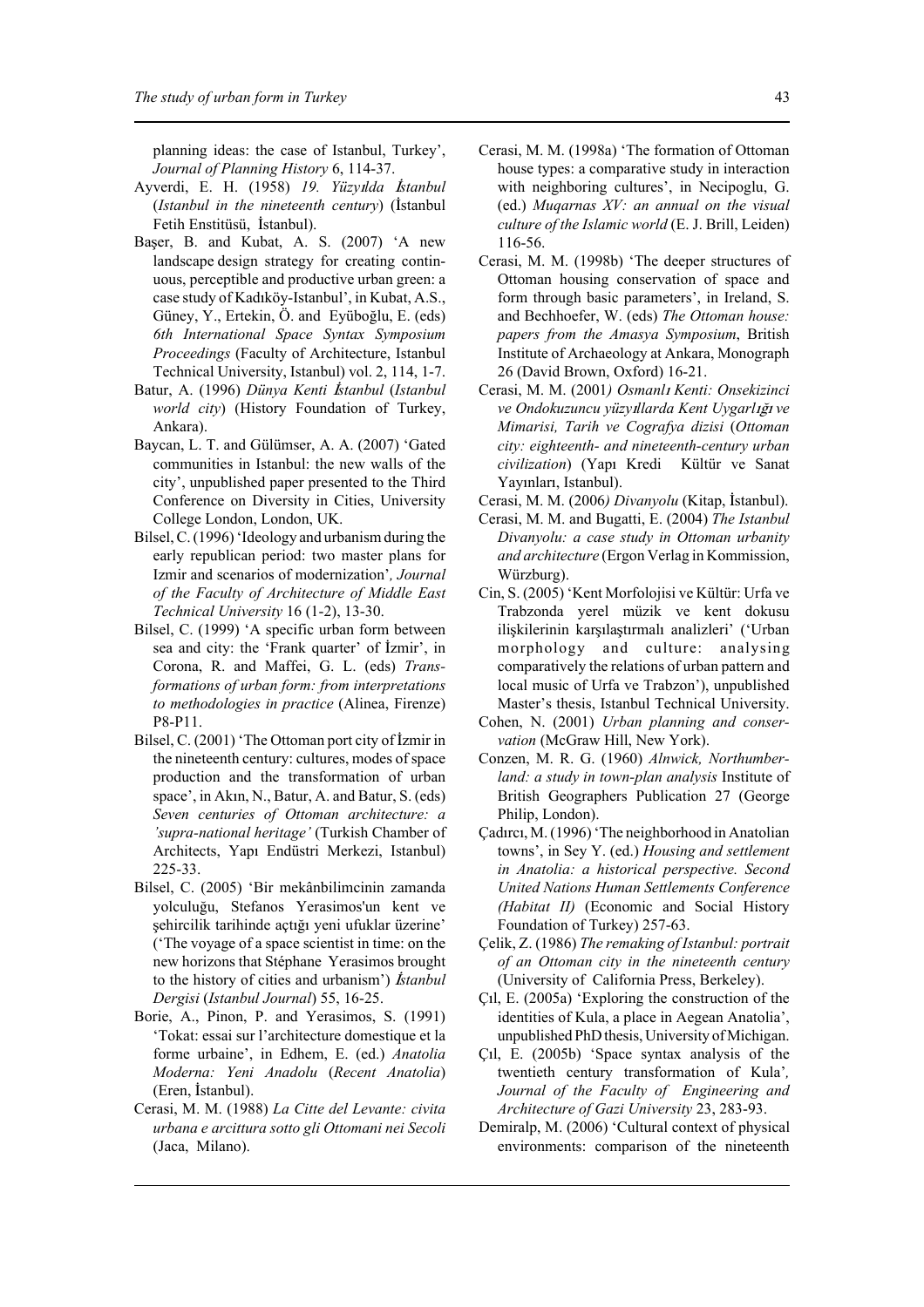planning ideas: the case of Istanbul, Turkey', *Journal of Planning History* 6, 114-37.

Ayverdi, E. H. (1958) *19. Yüzyılda İstanbul* (*Istanbul in the nineteenth century*) (İstanbul Fetih Enstitüsü, İstanbul).

Başer, B. and Kubat, A. S. (2007) 'A new landscape design strategy for creating continuous, perceptible and productive urban green: a case study of Kadıköy-Istanbul', in Kubat, A.S., Güney, Y., Ertekin, Ö. and Eyüboğlu, E. (eds) *6th International Space Syntax Symposium Proceedings* (Faculty of Architecture, Istanbul Technical University, Istanbul) vol. 2, 114, 1-7.

Batur, A. (1996) *Dünya Kenti İstanbul* (*Istanbul world city*) (History Foundation of Turkey, Ankara).

Baycan, L. T. and Gülümser, A. A. (2007) 'Gated communities in Istanbul: the new walls of the city', unpublished paper presented to the Third Conference on Diversity in Cities, University College London, London, UK.

Bilsel, C. (1996) 'Ideology and urbanism during the early republican period: two master plans for Izmir and scenarios of modernization', *Journal of the Faculty of Architecture of Middle East Technical University* 16 (1-2), 13-30.

Bilsel, C. (1999) 'A specific urban form between sea and city: the 'Frank quarter' of İzmir', in Corona, R. and Maffei, G. L. (eds) *Transformations of urban form: from interpretations to methodologies in practice* (Alinea, Firenze) P8-P11.

Bilsel, C. (2001) 'The Ottoman port city of İzmir in the nineteenth century: cultures, modes of space production and the transformation of urban space', in Akın, N., Batur, A. and Batur, S. (eds) *Seven centuries of Ottoman architecture: a 'supra-national heritage'* (Turkish Chamber of Architects, Yapı Endüstri Merkezi, Istanbul) 225-33.

Bilsel, C. (2005) 'Bir mekânbilimcinin zamanda yolculuğu, Stefanos Yerasimos'un kent ve şehircilik tarihinde açtığı yeni ufuklar üzerine' ('The voyage of a space scientist in time: on the new horizons that Stéphane Yerasimos brought to the history of cities and urbanism') *İstanbul Dergisi* (*Istanbul Journal*) 55, 16-25.

Borie, A., Pinon, P. and Yerasimos, S. (1991) 'Tokat: essai sur l'architecture domestique et la forme urbaine', in Edhem, E. (ed.) *Anatolia Moderna: Yeni Anadolu* (*Recent Anatolia*) (Eren, İstanbul).

Cerasi, M. M. (1988) *La Citte del Levante: civita urbana e arcittura sotto gli Ottomani nei Secoli* (Jaca, Milano).

Cerasi, M. M. (1998a) 'The formation of Ottoman house types: a comparative study in interaction with neighboring cultures', in Necipoglu, G. (ed.) *Muqarnas XV: an annual on the visual culture of the Islamic world* (E. J. Brill, Leiden) 116-56.

Cerasi, M. M. (1998b) 'The deeper structures of Ottoman housing conservation of space and form through basic parameters', in Ireland, S. and Bechhoefer, W. (eds) *The Ottoman house: papers from the Amasya Symposium*, British Institute of Archaeology at Ankara, Monograph 26 (David Brown, Oxford) 16-21.

Cerasi, M. M. (2001) *Osmanlı Kenti: Onsekizinci ve Ondokuzuncu yüzyıllarda Kent Uygarlığı ve Mimarisi, Tarih ve Cografya dizisi* (*Ottoman city: eighteenth- and nineteenth-century urban civilization*) (Yapı Kredi Kültür ve Sanat Yayınları, Istanbul).

Cerasi, M. M. (2006) *Divanyolu* (Kitap, İstanbul).

Cerasi, M. M. and Bugatti, E. (2004) *The Istanbul Divanyolu: a case study in Ottoman urbanity and architecture* (Ergon Verlag in Kommission, Würzburg).

Cin, S. (2005) 'Kent Morfolojisi ve Kültür: Urfa ve Trabzonda yerel müzik ve kent dokusu ilişkilerinin karşılaştırmalı analizleri' ('Urban morphology and culture: analysing comparatively the relations of urban pattern and local music of Urfa ve Trabzon'), unpublished Master's thesis, Istanbul Technical University.

Cohen, N. (2001) *Urban planning and conservation* (McGraw Hill, New York).

Conzen, M. R. G. (1960) *Alnwick, Northumberland: a study in town-plan analysis* Institute of British Geographers Publication 27 (George Philip, London).

Çadırcı, M. (1996) 'The neighborhood in Anatolian towns', in Sey Y. (ed.) *Housing and settlement in Anatolia: a historical perspective. Second United Nations Human Settlements Conference (Habitat II)* (Economic and Social History Foundation of Turkey) 257-63.

Çelik, Z. (1986) *The remaking of Istanbul: portrait of an Ottoman city in the nineteenth century* (University of California Press, Berkeley).

Çıl, E. (2005a) 'Exploring the construction of the identities of Kula, a place in Aegean Anatolia', unpublished PhD thesis, University of Michigan.

Çıl, E. (2005b) 'Space syntax analysis of the twentieth century transformation of Kula', *Journal of the Faculty of Engineering and Architecture of Gazi University* 23, 283-93.

Demiralp, M. (2006) 'Cultural context of physical environments: comparison of the nineteenth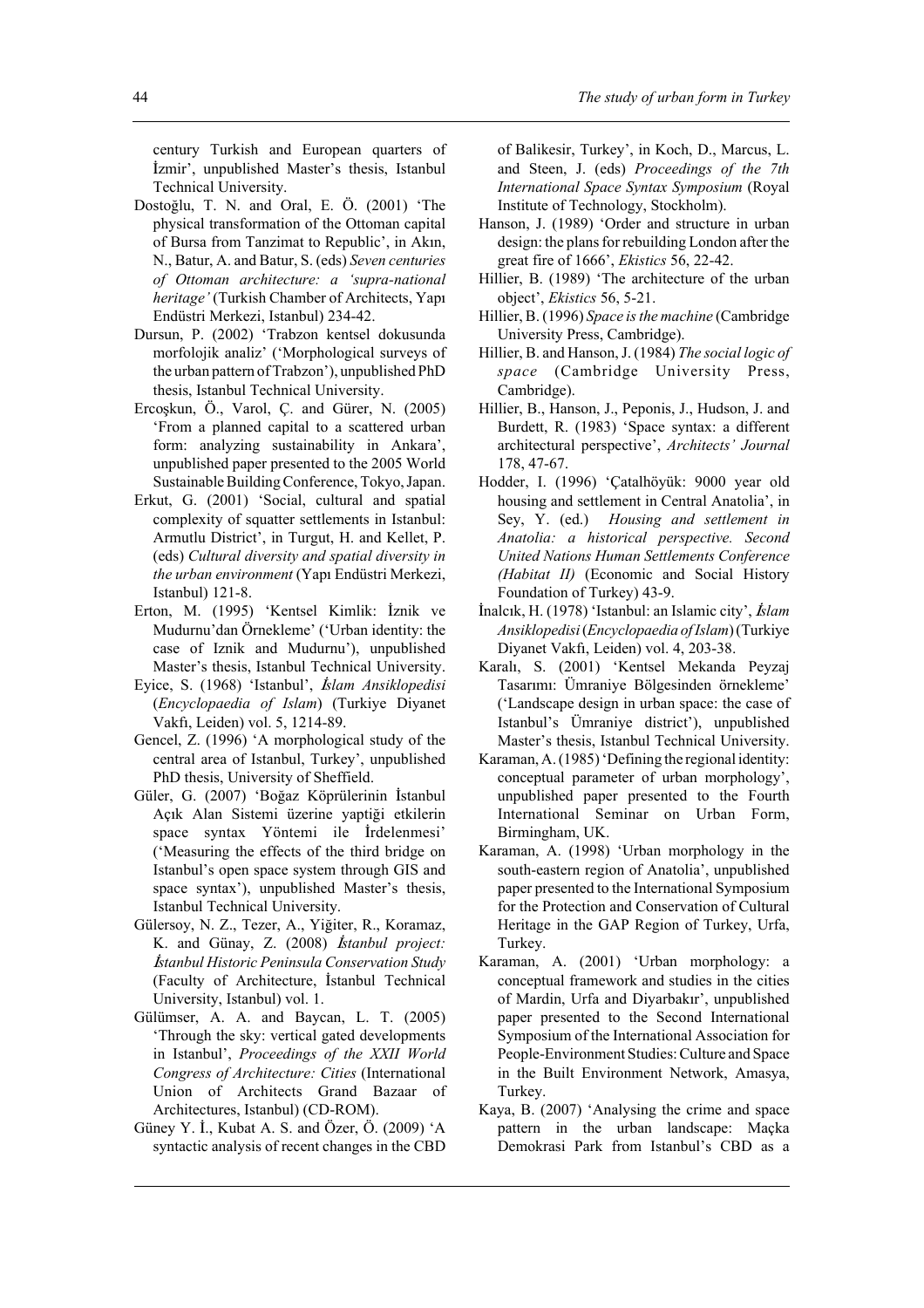century Turkish and European quarters of İzmir', unpublished Master's thesis, Istanbul Technical University.

Dostoğlu, T. N. and Oral, E. Ö. (2001) 'The physical transformation of the Ottoman capital of Bursa from Tanzimat to Republic', in Akın, N., Batur, A. and Batur, S. (eds) *Seven centuries of Ottoman architecture: a 'supra-national heritage'* (Turkish Chamber of Architects, Yapı Endüstri Merkezi, Istanbul) 234-42.

Dursun, P. (2002) 'Trabzon kentsel dokusunda morfolojik analiz' ('Morphological surveys of the urban pattern of Trabzon'), unpublished PhD thesis, Istanbul Technical University.

Ercoşkun, Ö., Varol, Ç. and Gürer, N. (2005) 'From a planned capital to a scattered urban form: analyzing sustainability in Ankara', unpublished paper presented to the 2005 World Sustainable Building Conference, Tokyo, Japan.

Erkut, G. (2001) 'Social, cultural and spatial complexity of squatter settlements in Istanbul: Armutlu District', in Turgut, H. and Kellet, P. (eds) *Cultural diversity and spatial diversity in the urban environment* (Yapı Endüstri Merkezi, Istanbul) 121-8.

Erton, M. (1995) 'Kentsel Kimlik: İznik ve Mudurnu'dan Örnekleme' ('Urban identity: the case of Iznik and Mudurnu'), unpublished Master's thesis, Istanbul Technical University.

Eyice, S. (1968) 'Istanbul', *İslam Ansiklopedisi* (*Encyclopaedia of Islam*) (Turkiye Diyanet Vakfı, Leiden) vol. 5, 1214-89.

Gencel, Z. (1996) 'A morphological study of the central area of Istanbul, Turkey', unpublished PhD thesis, University of Sheffield.

Güler, G. (2007) 'Boğaz Köprülerinin İstanbul Açık Alan Sistemi üzerine yaptiği etkilerin space syntax Yöntemi ile İrdelenmesi' ('Measuring the effects of the third bridge on Istanbul's open space system through GIS and space syntax'), unpublished Master's thesis, Istanbul Technical University.

Gülersoy, N. Z., Tezer, A., Yiğiter, R., Koramaz, K. and Günay, Z. (2008) *İstanbul project: İstanbul Historic Peninsula Conservation Study* (Faculty of Architecture, İstanbul Technical University, Istanbul) vol. 1.

Gülümser, A. A. and Baycan, L. T. (2005) 'Through the sky: vertical gated developments in Istanbul', *Proceedings of the XXII World Congress of Architecture: Cities* (International Union of Architects Grand Bazaar of Architectures, Istanbul) (CD-ROM).

Güney Y. İ., Kubat A. S. and Özer, Ö. (2009) 'A syntactic analysis of recent changes in the CBD of Balikesir, Turkey', in Koch, D., Marcus, L. and Steen, J. (eds) *Proceedings of the 7th International Space Syntax Symposium* (Royal Institute of Technology, Stockholm).

Hanson, J. (1989) 'Order and structure in urban design: the plans for rebuilding London after the great fire of 1666', *Ekistics* 56, 22-42.

Hillier, B. (1989) 'The architecture of the urban object', *Ekistics* 56, 5-21.

Hillier, B. (1996) *Space is the machine* (Cambridge University Press, Cambridge).

Hillier, B. and Hanson, J. (1984) *The social logic of space* (Cambridge University Press, Cambridge).

Hillier, B., Hanson, J., Peponis, J., Hudson, J. and Burdett, R. (1983) 'Space syntax: a different architectural perspective', *Architects' Journal* 178, 47-67.

Hodder, I. (1996) 'Çatalhöyük: 9000 year old housing and settlement in Central Anatolia', in Sey, Y. (ed.) *Housing and settlement in Anatolia: a historical perspective. Second United Nations Human Settlements Conference (Habitat II)* (Economic and Social History Foundation of Turkey) 43-9.

İnalcık, H. (1978) 'Istanbul: an Islamic city', *İslam Ansiklopedisi* (*Encyclopaedia of Islam*) (Turkiye Diyanet Vakfı, Leiden) vol. 4, 203-38.

Karalı, S. (2001) 'Kentsel Mekanda Peyzaj Tasarımı: Ümraniye Bölgesinden örnekleme' ('Landscape design in urban space: the case of Istanbul's Ümraniye district'), unpublished Master's thesis, Istanbul Technical University.

Karaman, A. (1985) 'Defining the regional identity: conceptual parameter of urban morphology', unpublished paper presented to the Fourth International Seminar on Urban Form, Birmingham, UK.

Karaman, A. (1998) 'Urban morphology in the south-eastern region of Anatolia', unpublished paper presented to the International Symposium for the Protection and Conservation of Cultural Heritage in the GAP Region of Turkey, Urfa, Turkey.

Karaman, A. (2001) 'Urban morphology: a conceptual framework and studies in the cities of Mardin, Urfa and Diyarbakır', unpublished paper presented to the Second International Symposium of the International Association for People-Environment Studies: Culture and Space in the Built Environment Network, Amasya, Turkey.

Kaya, B. (2007) 'Analysing the crime and space pattern in the urban landscape: Maçka Demokrasi Park from Istanbul's CBD as a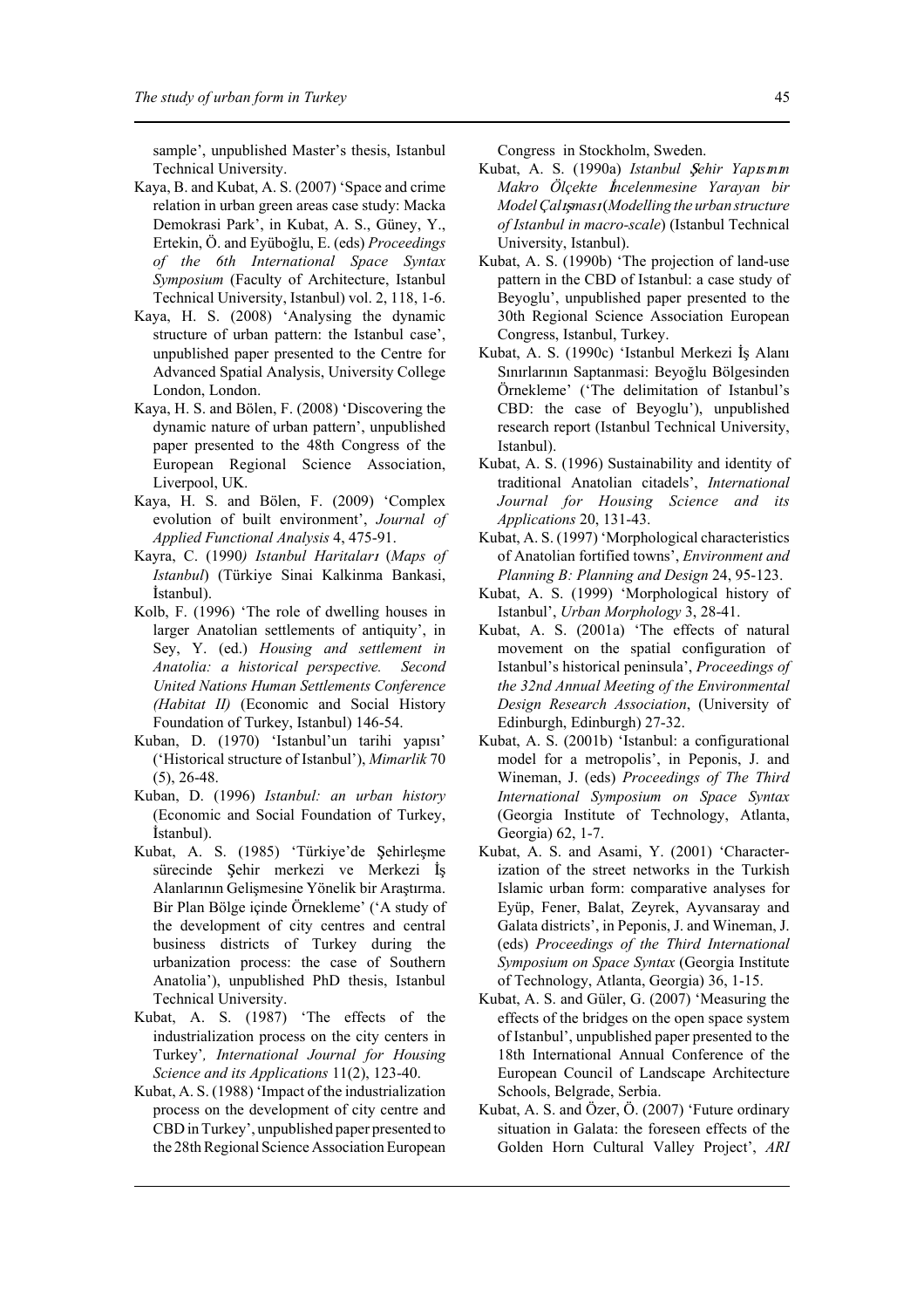sample', unpublished Master's thesis, Istanbul Technical University.

Kaya, B. and Kubat, A. S. (2007) 'Space and crime relation in urban green areas case study: Macka Demokrasi Park', in Kubat, A. S., Güney, Y., Ertekin, Ö. and Eyüboğlu, E. (eds) *Proceedings of the 6th International Space Syntax Symposium* (Faculty of Architecture, Istanbul Technical University, Istanbul) vol. 2, 118, 1-6.

Kaya, H. S. (2008) 'Analysing the dynamic structure of urban pattern: the Istanbul case', unpublished paper presented to the Centre for Advanced Spatial Analysis, University College London, London.

Kaya, H. S. and Bölen, F. (2008) 'Discovering the dynamic nature of urban pattern', unpublished paper presented to the 48th Congress of the European Regional Science Association, Liverpool, UK.

Kaya, H. S. and Bölen, F. (2009) 'Complex evolution of built environment', *Journal of Applied Functional Analysis* 4, 475-91.

Kayra, C. (1990*) Istanbul Haritaları* (*Maps of Istanbul*) (Türkiye Sinai Kalkinma Bankasi, İstanbul).

Kolb, F. (1996) 'The role of dwelling houses in larger Anatolian settlements of antiquity', in Sey, Y. (ed.) *Housing and settlement in Anatolia: a historical perspective. Second United Nations Human Settlements Conference (Habitat II)* (Economic and Social History Foundation of Turkey, Istanbul) 146-54.

Kuban, D. (1970) 'Istanbul'un tarihi yapısı' ('Historical structure of Istanbul'), *Mimarlik* 70 (5), 26-48.

Kuban, D. (1996) *Istanbul: an urban history* (Economic and Social Foundation of Turkey, İstanbul).

Kubat, A. S. (1985) 'Türkiye'de Şehirleşme sürecinde Şehir merkezi ve Merkezi İş Alanlarının Gelişmesine Yönelik bir Araştırma. Bir Plan Bölge içinde Örnekleme' ('A study of the development of city centres and central business districts of Turkey during the urbanization process: the case of Southern Anatolia'), unpublished PhD thesis, Istanbul Technical University.

Kubat, A. S. (1987) 'The effects of the industrialization process on the city centers in Turkey'*, International Journal for Housing Science and its Applications* 11(2), 123-40.

Kubat, A. S. (1988) 'Impact of the industrialization process on the development of city centre and CBD in Turkey', unpublished paper presented to the 28th Regional Science Association European Congress in Stockholm, Sweden.

Kubat, A. S. (1990a) *Istanbul Şehir Yapısının Makro Ölçekte İncelenmesine Yarayan bir Model Çalışması* (*Modelling the urban structure of Istanbul in macro-scale*) (Istanbul Technical University, Istanbul).

Kubat, A. S. (1990b) 'The projection of land-use pattern in the CBD of Istanbul: a case study of Beyoglu', unpublished paper presented to the 30th Regional Science Association European Congress, Istanbul, Turkey.

Kubat, A. S. (1990c) 'Istanbul Merkezi İş Alanı Sınırlarının Saptanması: Beyoğlu Bölgesinden Örnekleme' ('The delimitation of Istanbul's CBD: the case of Beyoglu'), unpublished research report (Istanbul Technical University, Istanbul).

Kubat, A. S. (1996) Sustainability and identity of traditional Anatolian citadels', *International Journal for Housing Science and its Applications* 20, 131-43.

Kubat, A. S. (1997) 'Morphological characteristics of Anatolian fortified towns', *Environment and Planning B: Planning and Design* 24, 95-123.

Kubat, A. S. (1999) 'Morphological history of Istanbul', *Urban Morphology* 3, 28-41.

Kubat, A. S. (2001a) 'The effects of natural movement on the spatial configuration of Istanbul's historical peninsula', *Proceedings of the 32nd Annual Meeting of the Environmental Design Research Association*, (University of Edinburgh, Edinburgh) 27-32.

Kubat, A. S. (2001b) 'Istanbul: a configurational model for a metropolis', in Peponis, J. and Wineman, J. (eds) *Proceedings of The Third International Symposium on Space Syntax* (Georgia Institute of Technology, Atlanta, Georgia) 62, 1-7.

Kubat, A. S. and Asami, Y. (2001) 'Characterization of the street networks in the Turkish Islamic urban form: comparative analyses for Eyüp, Fener, Balat, Zeyrek, Ayvansaray and Galata districts', in Peponis, J. and Wineman, J. (eds) *Proceedings of the Third International Symposium on Space Syntax* (Georgia Institute of Technology, Atlanta, Georgia) 36, 1-15.

Kubat, A. S. and Güler, G. (2007) 'Measuring the effects of the bridges on the open space system of Istanbul', unpublished paper presented to the 18th International Annual Conference of the European Council of Landscape Architecture Schools, Belgrade, Serbia.

Kubat, A. S. and Özer, Ö. (2007) 'Future ordinary situation in Galata: the foreseen effects of the Golden Horn Cultural Valley Project', *ARI*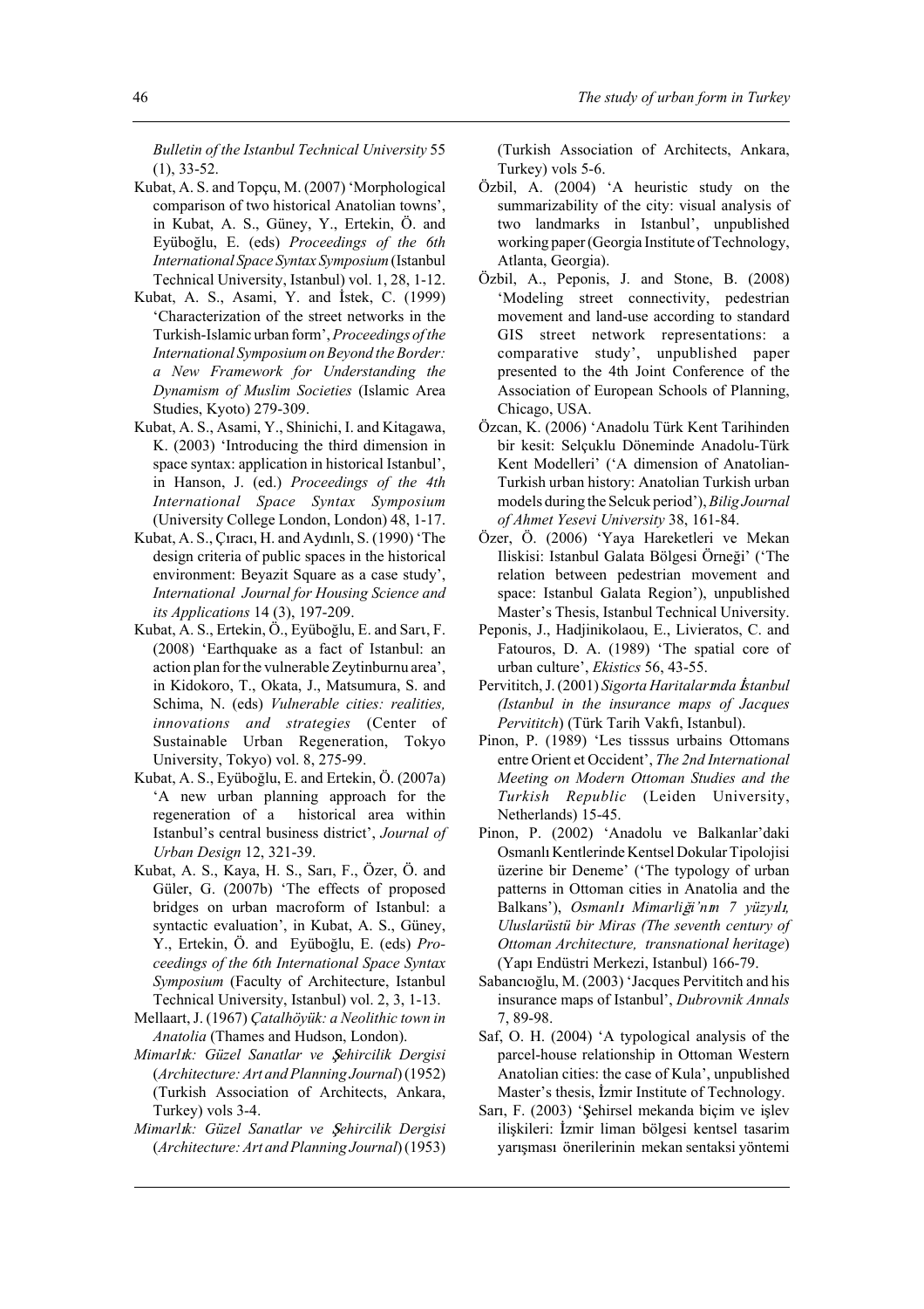*Bulletin of the Istanbul Technical University* 55 (1), 33-52.

Kubat, A. S. and Topçu, M. (2007) 'Morphological comparison of two historical Anatolian towns', in Kubat, A. S., Güney, Y., Ertekin, Ö. and Eyüboğlu, E. (eds) *Proceedings of the 6th International Space Syntax Symposium* (Istanbul Technical University, Istanbul) vol. 1, 28, 1-12.

Kubat, A. S., Asami, Y. and İstek, C. (1999) 'Characterization of the street networks in the Turkish-Islamic urban form', *Proceedings of the International Symposium on Beyond the Border: a New Framework for Understanding the Dynamism of Muslim Societies* (Islamic Area Studies, Kyoto) 279-309.

Kubat, A. S., Asami, Y., Shinichi, I. and Kitagawa, K. (2003) 'Introducing the third dimension in space syntax: application in historical Istanbul', in Hanson, J. (ed.) *Proceedings of the 4th International Space Syntax Symposium* (University College London, London) 48, 1-17.

Kubat, A. S., Çıracı, H. and Aydınlı, S. (1990) 'The design criteria of public spaces in the historical environment: Beyazit Square as a case study', *International Journal for Housing Science and its Applications* 14 (3), 197-209.

Kubat, A. S., Ertekin, Ö., Eyüboğlu, E. and Sarı, F. (2008) 'Earthquake as a fact of Istanbul: an action plan for the vulnerable Zeytinburnu area', in Kidokoro, T., Okata, J., Matsumura, S. and Schima, N. (eds) *Vulnerable cities: realities, innovations and strategies* (Center of Sustainable Urban Regeneration, Tokyo University, Tokyo) vol. 8, 275-99.

Kubat, A. S., Eyüboğlu, E. and Ertekin, Ö. (2007a) 'A new urban planning approach for the regeneration of a historical area within Istanbul's central business district', *Journal of Urban Design* 12, 321-39.

Kubat, A. S., Kaya, H. S., Sarı, F., Özer, Ö. and Güler, G. (2007b) 'The effects of proposed bridges on urban macroform of Istanbul: a syntactic evaluation', in Kubat, A. S., Güney, Y., Ertekin, Ö. and Eyüboğlu, E. (eds) *Proceedings of the 6th International Space Syntax Symposium* (Faculty of Architecture, Istanbul Technical University, Istanbul) vol. 2, 3, 1-13.

Mellaart, J. (1967) *Çatalhöyük: a Neolithic town in Anatolia* (Thames and Hudson, London).

*Mimarlık: Güzel Sanatlar ve Şehircilik Dergisi* (*Architecture: Art and Planning Journal*) (1952) (Turkish Association of Architects, Ankara, Turkey) vols 3-4.

*Mimarlık: Güzel Sanatlar ve Şehircilik Dergisi* (*Architecture: Art and Planning Journal*) (1953) (Turkish Association of Architects, Ankara, Turkey) vols 5-6.

Özbil, A. (2004) 'A heuristic study on the summarizability of the city: visual analysis of two landmarks in Istanbul', unpublished working paper (Georgia Institute of Technology, Atlanta, Georgia).

Özbil, A., Peponis, J. and Stone, B. (2008) 'Modeling street connectivity, pedestrian movement and land-use according to standard GIS street network representations: a comparative study', unpublished paper presented to the 4th Joint Conference of the Association of European Schools of Planning, Chicago, USA.

Özcan, K. (2006) 'Anadolu Türk Kent Tarihinden bir kesit: Selçuklu Döneminde Anadolu-Türk Kent Modelleri' ('A dimension of Anatolian-Turkish urban history: Anatolian Turkish urban models during the Selcuk period'), *Bilig Journal of Ahmet Yesevi University* 38, 161-84.

Özer, Ö. (2006) 'Yaya Hareketleri ve Mekan Iliskisi: Istanbul Galata Bölgesi Örneği' ('The relation between pedestrian movement and space: Istanbul Galata Region'), unpublished Master's Thesis, Istanbul Technical University.

Peponis, J., Hadjinikolaou, E., Livieratos, C. and Fatouros, D. A. (1989) 'The spatial core of urban culture', *Ekistics* 56, 43-55.

Pervititch, J. (2001) *Sigorta Haritalarında İstanbul (Istanbul in the insurance maps of Jacques Pervititch*) (Türk Tarih Vakfı, Istanbul).

Pinon, P. (1989) 'Les tisssus urbains Ottomans entre Orient et Occident', *The 2nd International Meeting on Modern Ottoman Studies and the Turkish Republic* (Leiden University, Netherlands) 15-45.

Pinon, P. (2002) 'Anadolu ve Balkanlar'daki Osmanlı Kentlerinde Kentsel Dokular Tipolojisi üzerine bir Deneme' ('The typology of urban patterns in Ottoman cities in Anatolia and the Balkans'), *Osmanlı Mimarliği'nın 7 yüzyılı, Uluslarüstü bir Miras (The seventh century of Ottoman Architecture, transnational heritage*) (Yapı Endüstri Merkezi, Istanbul) 166-79.

Sabancıoğlu, M. (2003) 'Jacques Pervititch and his insurance maps of Istanbul', *Dubrovnik Annals* 7, 89-98.

Saf, O. H. (2004) 'A typological analysis of the parcel-house relationship in Ottoman Western Anatolian cities: the case of Kula', unpublished Master's thesis, İzmir Institute of Technology.

Sarı, F. (2003) 'Şehirsel mekanda biçim ve işlev ilişkileri: İzmir liman bölgesi kentsel tasarim yarışması önerilerinin mekan sentaksi yöntemi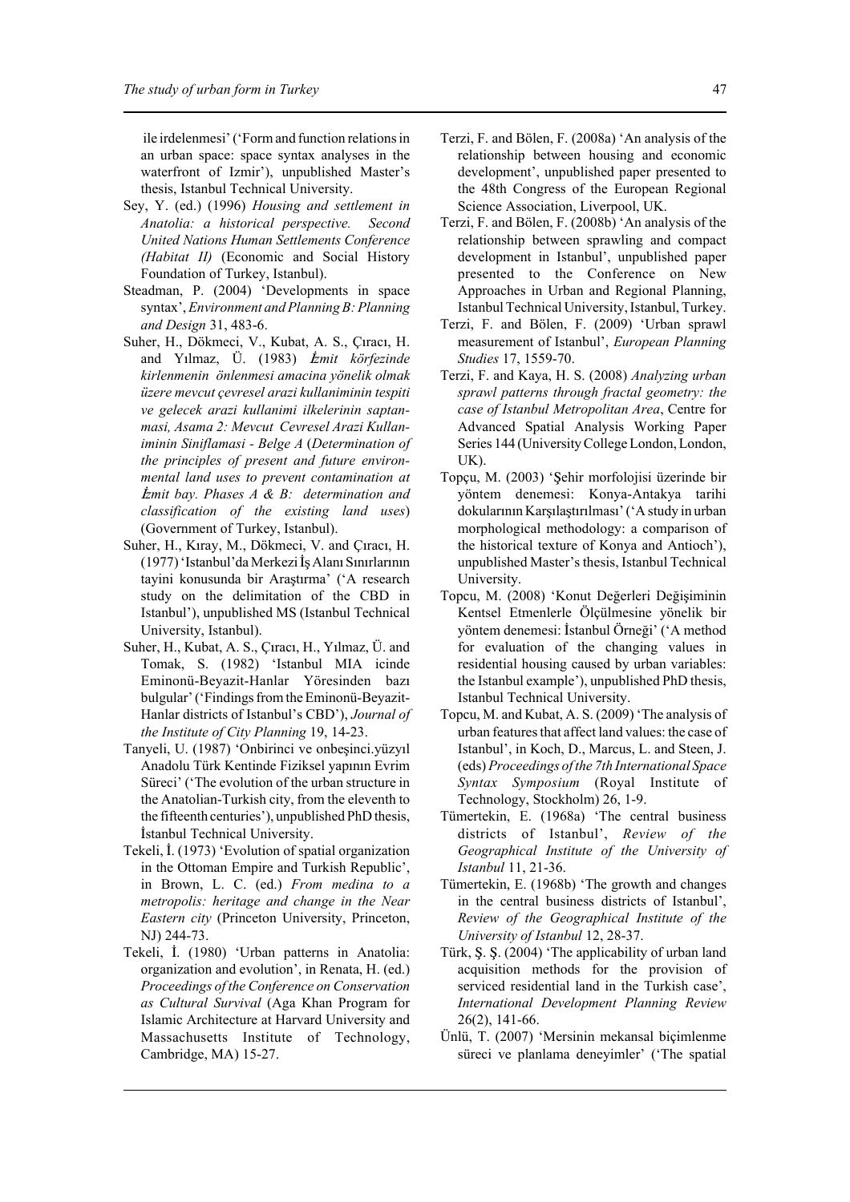ile irdelenmesi' ('Form and function relations in an urban space: space syntax analyses in the waterfront of Izmir'), unpublished Master's thesis, Istanbul Technical University.

Sey, Y. (ed.) (1996) *Housing and settlement in Anatolia: a historical perspective. Second United Nations Human Settlements Conference (Habitat II)* (Economic and Social History Foundation of Turkey, Istanbul).

Steadman, P. (2004) 'Developments in space syntax', *Environment and Planning B: Planning and Design* 31, 483-6.

Suher, H., Dökmeci, V., Kubat, A. S., Çıracı, H. and Yılmaz, Ü. (1983) *İzmit körfezinde kirlenmenin önlenmesi amacina yönelik olmak üzere mevcut çevresel arazi kullaniminin tespiti ve gelecek arazi kullanimi ilkelerinin saptanmasi, Asama 2: Mevcut Cevresel Arazi Kullaniminin Siniflamasi - Belge A* (*Determination of the principles of present and future environmental land uses to prevent contamination at İzmit bay. Phases A & B: determination and classification of the existing land uses*) (Government of Turkey, Istanbul).

Suher, H., Kıray, M., Dökmeci, V. and Çıracı, H. (1977) 'Istanbul'da Merkezi İş Alanı Sınırlarının tayini konusunda bir Araştırma' ('A research study on the delimitation of the CBD in Istanbul'), unpublished MS (Istanbul Technical University, Istanbul).

Suher, H., Kubat, A. S., Çıracı, H., Yılmaz, Ü. and Tomak, S. (1982) 'Istanbul MIA icinde Eminonü-Beyazit-Hanlar Yöresinden bazı bulgular' ('Findings from the Eminonü-Beyazit-Hanlar districts of Istanbul's CBD'), *Journal of the Institute of City Planning* 19, 14-23.

Tanyeli, U. (1987) 'Onbirinci ve onbeşinci.yüzyıl Anadolu Türk Kentinde Fiziksel yapının Evrim Süreci' ('The evolution of the urban structure in the Anatolian-Turkish city, from the eleventh to the fifteenth centuries'), unpublished PhD thesis, İstanbul Technical University.

Tekeli, İ. (1973) 'Evolution of spatial organization in the Ottoman Empire and Turkish Republic', in Brown, L. C. (ed.) *From medina to a metropolis: heritage and change in the Near Eastern city* (Princeton University, Princeton, NJ) 244-73.

Tekeli, İ. (1980) 'Urban patterns in Anatolia: organization and evolution', in Renata, H. (ed.) *Proceedings of the Conference on Conservation as Cultural Survival* (Aga Khan Program for Islamic Architecture at Harvard University and Massachusetts Institute of Technology, Cambridge, MA) 15-27.

Terzi, F. and Bölen, F. (2008a) 'An analysis of the relationship between housing and economic development', unpublished paper presented to the 48th Congress of the European Regional Science Association, Liverpool, UK.

Terzi, F. and Bölen, F. (2008b) 'An analysis of the relationship between sprawling and compact development in Istanbul', unpublished paper presented to the Conference on New Approaches in Urban and Regional Planning, Istanbul Technical University, Istanbul, Turkey.

Terzi, F. and Bölen, F. (2009) 'Urban sprawl measurement of Istanbul', *European Planning Studies* 17, 1559-70.

Terzi, F. and Kaya, H. S. (2008) *Analyzing urban sprawl patterns through fractal geometry: the case of Istanbul Metropolitan Area*, Centre for Advanced Spatial Analysis Working Paper Series 144 (University College London, London, UK).

Topçu, M. (2003) 'Şehir morfolojisi üzerinde bir yöntem denemesi: Konya-Antakya tarihi dokularının Karşılaştırılması' ('A study in urban morphological methodology: a comparison of the historical texture of Konya and Antioch'), unpublished Master's thesis, Istanbul Technical University.

Topcu, M. (2008) 'Konut Değerleri Değişiminin Kentsel Etmenlerle Ölçülmesine yönelik bir yöntem denemesi: İstanbul Örneği' ('A method for evaluation of the changing values in residential housing caused by urban variables: the Istanbul example'), unpublished PhD thesis, Istanbul Technical University.

Topcu, M. and Kubat, A. S. (2009) 'The analysis of urban features that affect land values: the case of Istanbul', in Koch, D., Marcus, L. and Steen, J. (eds) *Proceedings of the 7th International Space Syntax Symposium* (Royal Institute of Technology, Stockholm) 26, 1-9.

Tümertekin, E. (1968a) 'The central business districts of Istanbul', *Review of the Geographical Institute of the University of Istanbul* 11, 21-36.

Tümertekin, E. (1968b) 'The growth and changes in the central business districts of Istanbul', *Review of the Geographical Institute of the University of Istanbul* 12, 28-37.

Türk, Ş. Ş. (2004) 'The applicability of urban land acquisition methods for the provision of serviced residential land in the Turkish case', *International Development Planning Review* 26(2), 141-66.

Ünlü, T. (2007) 'Mersinin mekansal biçimlenme süreci ve planlama deneyimler' ('The spatial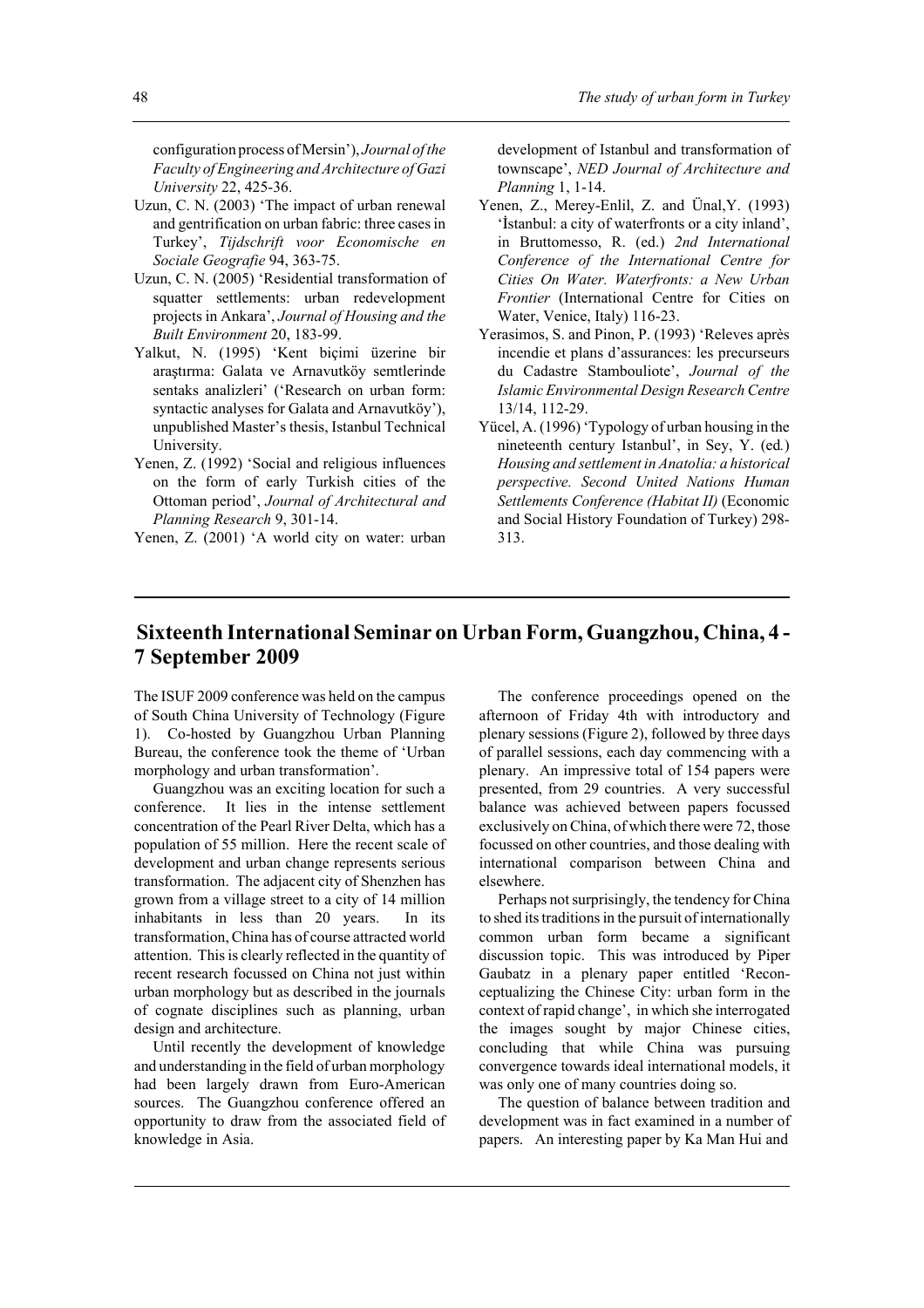configuration process of Mersin'), *Journal of the Faculty of Engineering and Architecture of Gazi University* 22, 425-36.

Uzun, C. N. (2003) 'The impact of urban renewal and gentrification on urban fabric: three cases in Turkey', *Tijdschrift voor Economische en Sociale Geografie* 94, 363-75.

Uzun, C. N. (2005) 'Residential transformation of squatter settlements: urban redevelopment projects in Ankara', *Journal of Housing and the Built Environment* 20, 183-99.

Yalkut, N. (1995) 'Kent biçimi üzerine bir araştırma: Galata ve Arnavutköy semtlerinde sentaks analizleri' ('Research on urban form: syntactic analyses for Galata and Arnavutköy'), unpublished Master's thesis, Istanbul Technical University.

Yenen, Z. (1992) 'Social and religious influences on the form of early Turkish cities of the Ottoman period', *Journal of Architectural and Planning Research* 9, 301-14.

Yenen, Z. (2001) 'A world city on water: urban development of Istanbul and transformation of townscape', *NED Journal of Architecture and Planning* 1, 1-14.

Yenen, Z., Merey-Enlil, Z. and Ünal,Y. (1993) 'İstanbul: a city of waterfronts or a city inland', in Bruttomesso, R. (ed.) *2nd International Conference of the International Centre for Cities On Water. Waterfronts: a New Urban Frontier* (International Centre for Cities on Water, Venice, Italy) 116-23.

Yerasimos, S. and Pinon, P. (1993) 'Releves après incendie et plans d'assurances: les precurseurs du Cadastre Stambouliote', *Journal of the Islamic Environmental Design Research Centre* 13/14, 112-29.

Yücel, A. (1996) 'Typology of urban housing in the nineteenth century Istanbul', in Sey, Y. (ed.) *Housing and settlement in Anatolia: a historical perspective. Second United Nations Human Settlements Conference (Habitat II)* (Economic and Social History Foundation of Turkey) 298-313.

## Sixteenth International Seminar on Urban Form, Guangzhou, China, 4 - 7 September 2009

The ISUF 2009 conference was held on the campus of South China University of Technology (Figure 1). Co-hosted by Guangzhou Urban Planning Bureau, the conference took the theme of 'Urban morphology and urban transformation'.

Guangzhou was an exciting location for such a conference. It lies in the intense settlement concentration of the Pearl River Delta, which has a population of 55 million. Here the recent scale of development and urban change represents serious transformation. The adjacent city of Shenzhen has grown from a village street to a city of 14 million inhabitants in less than 20 years. In its transformation, China has of course attracted world attention. This is clearly reflected in the quantity of recent research focussed on China not just within urban morphology but as described in the journals of cognate disciplines such as planning, urban design and architecture.

Until recently the development of knowledge and understanding in the field of urban morphology had been largely drawn from Euro-American sources. The Guangzhou conference offered an opportunity to draw from the associated field of knowledge in Asia.

The conference proceedings opened on the afternoon of Friday 4th with introductory and plenary sessions (Figure 2), followed by three days of parallel sessions, each day commencing with a plenary. An impressive total of 154 papers were presented, from 29 countries. A very successful balance was achieved between papers focussed exclusively on China, of which there were 72, those focussed on other countries, and those dealing with international comparison between China and elsewhere.

Perhaps not surprisingly, the tendency for China to shed its traditions in the pursuit of internationally common urban form became a significant discussion topic. This was introduced by Piper Gaubatz in a plenary paper entitled 'Reconceptualizing the Chinese City: urban form in the context of rapid change', in which she interrogated the images sought by major Chinese cities, concluding that while China was pursuing convergence towards ideal international models, it was only one of many countries doing so.

The question of balance between tradition and development was in fact examined in a number of papers. An interesting paper by Ka Man Hui and